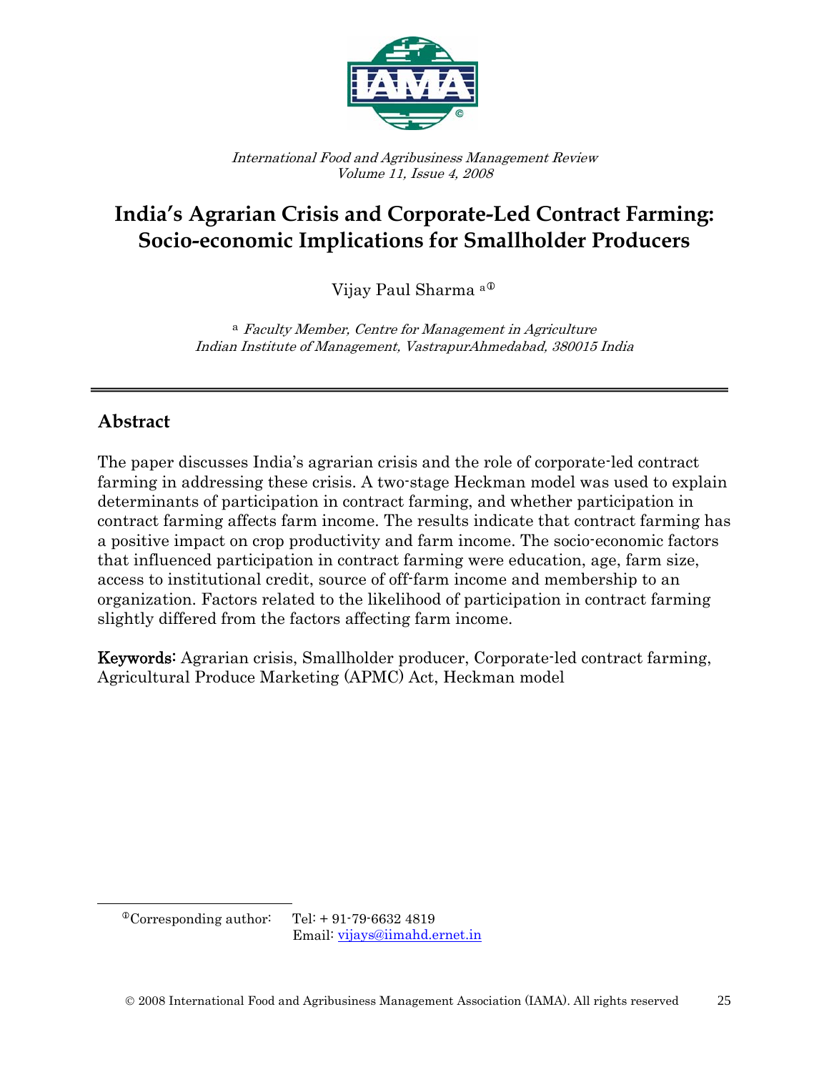*International Food and Agribusiness Management Review*
*Volume 11, Issue 4, 2008*

# India's Agrarian Crisis and Corporate-Led Contract Farming: Socio-economic Implications for Smallholder Producers

Vijay Paul Sharma [a①]

[a] *Faculty Member, Centre for Management in Agriculture*
*Indian Institute of Management, VastrapurAhmedabad, 380015 India*

---

## Abstract

The paper discusses India's agrarian crisis and the role of corporate-led contract farming in addressing these crisis. A two-stage Heckman model was used to explain determinants of participation in contract farming, and whether participation in contract farming affects farm income. The results indicate that contract farming has a positive impact on crop productivity and farm income. The socio-economic factors that influenced participation in contract farming were education, age, farm size, access to institutional credit, source of off-farm income and membership to an organization. Factors related to the likelihood of participation in contract farming slightly differed from the factors affecting farm income.

**Keywords:** Agrarian crisis, Smallholder producer, Corporate-led contract farming, Agricultural Produce Marketing (APMC) Act, Heckman model

---

① Corresponding author: Tel: + 91-79-6632 4819
Email: vijays@iimahd.ernet.in

© 2008 International Food and Agribusiness Management Association (IAMA). All rights reserved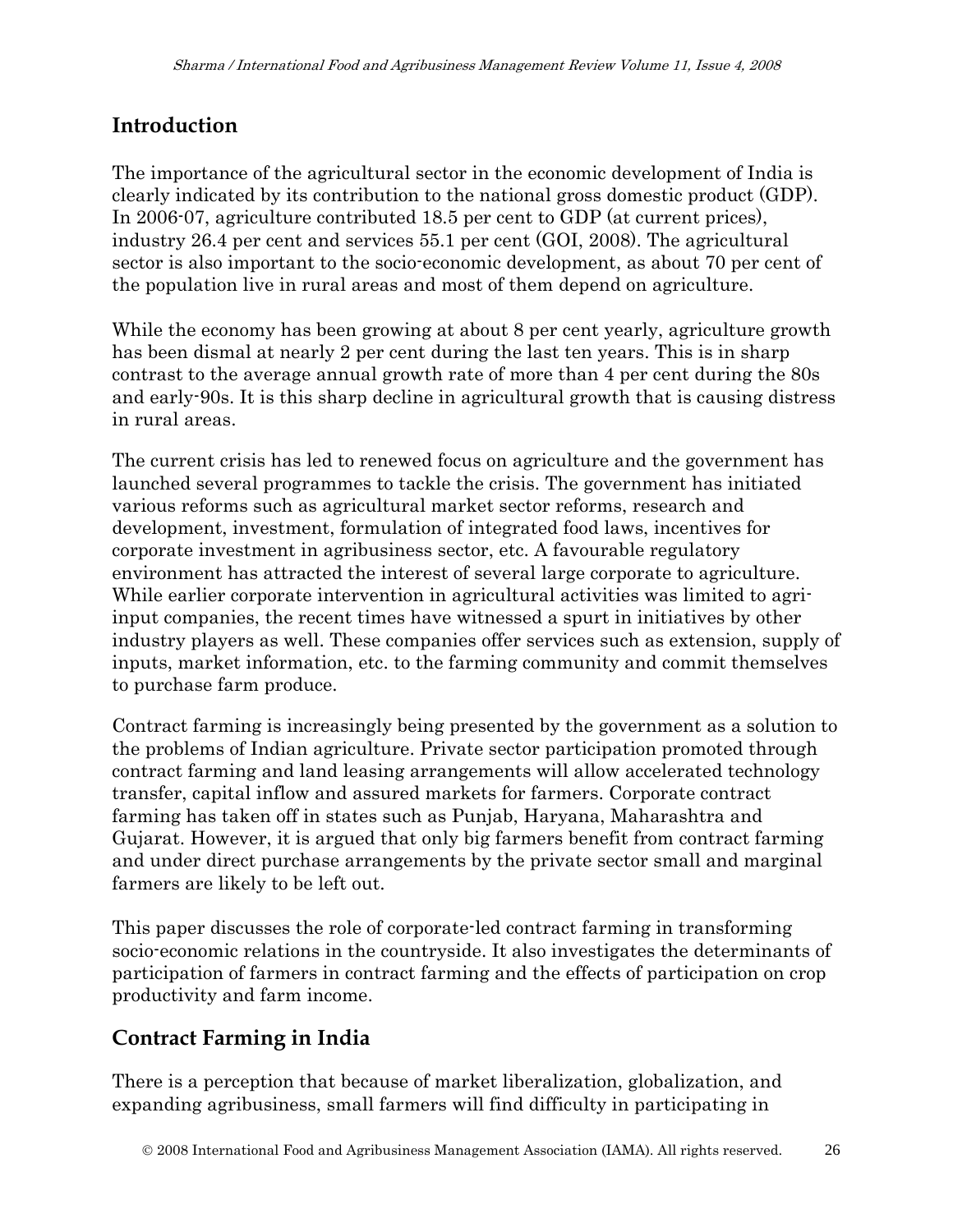## Introduction

The importance of the agricultural sector in the economic development of India is clearly indicated by its contribution to the national gross domestic product (GDP). In 2006-07, agriculture contributed 18.5 per cent to GDP (at current prices), industry 26.4 per cent and services 55.1 per cent (GOI, 2008). The agricultural sector is also important to the socio-economic development, as about 70 per cent of the population live in rural areas and most of them depend on agriculture.

While the economy has been growing at about 8 per cent yearly, agriculture growth has been dismal at nearly 2 per cent during the last ten years. This is in sharp contrast to the average annual growth rate of more than 4 per cent during the 80s and early-90s. It is this sharp decline in agricultural growth that is causing distress in rural areas.

The current crisis has led to renewed focus on agriculture and the government has launched several programmes to tackle the crisis. The government has initiated various reforms such as agricultural market sector reforms, research and development, investment, formulation of integrated food laws, incentives for corporate investment in agribusiness sector, etc. A favourable regulatory environment has attracted the interest of several large corporate to agriculture. While earlier corporate intervention in agricultural activities was limited to agri-input companies, the recent times have witnessed a spurt in initiatives by other industry players as well. These companies offer services such as extension, supply of inputs, market information, etc. to the farming community and commit themselves to purchase farm produce.

Contract farming is increasingly being presented by the government as a solution to the problems of Indian agriculture. Private sector participation promoted through contract farming and land leasing arrangements will allow accelerated technology transfer, capital inflow and assured markets for farmers. Corporate contract farming has taken off in states such as Punjab, Haryana, Maharashtra and Gujarat. However, it is argued that only big farmers benefit from contract farming and under direct purchase arrangements by the private sector small and marginal farmers are likely to be left out.

This paper discusses the role of corporate-led contract farming in transforming socio-economic relations in the countryside. It also investigates the determinants of participation of farmers in contract farming and the effects of participation on crop productivity and farm income.

## Contract Farming in India

There is a perception that because of market liberalization, globalization, and expanding agribusiness, small farmers will find difficulty in participating in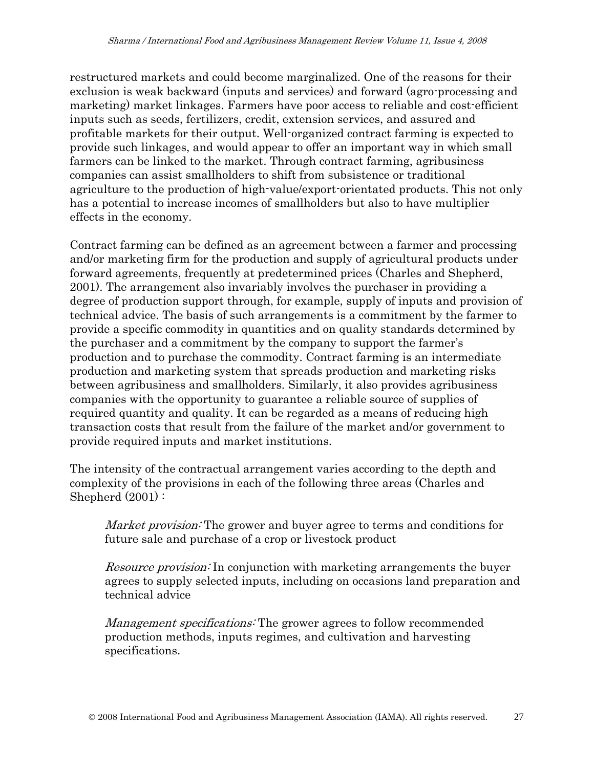restructured markets and could become marginalized. One of the reasons for their exclusion is weak backward (inputs and services) and forward (agro-processing and marketing) market linkages. Farmers have poor access to reliable and cost-efficient inputs such as seeds, fertilizers, credit, extension services, and assured and profitable markets for their output. Well-organized contract farming is expected to provide such linkages, and would appear to offer an important way in which small farmers can be linked to the market. Through contract farming, agribusiness companies can assist smallholders to shift from subsistence or traditional agriculture to the production of high-value/export-orientated products. This not only has a potential to increase incomes of smallholders but also to have multiplier effects in the economy.

Contract farming can be defined as an agreement between a farmer and processing and/or marketing firm for the production and supply of agricultural products under forward agreements, frequently at predetermined prices (Charles and Shepherd, 2001). The arrangement also invariably involves the purchaser in providing a degree of production support through, for example, supply of inputs and provision of technical advice. The basis of such arrangements is a commitment by the farmer to provide a specific commodity in quantities and on quality standards determined by the purchaser and a commitment by the company to support the farmer's production and to purchase the commodity. Contract farming is an intermediate production and marketing system that spreads production and marketing risks between agribusiness and smallholders. Similarly, it also provides agribusiness companies with the opportunity to guarantee a reliable source of supplies of required quantity and quality. It can be regarded as a means of reducing high transaction costs that result from the failure of the market and/or government to provide required inputs and market institutions.

The intensity of the contractual arrangement varies according to the depth and complexity of the provisions in each of the following three areas (Charles and Shepherd (2001) :

> *Market provision:* The grower and buyer agree to terms and conditions for future sale and purchase of a crop or livestock product
>
> *Resource provision:* In conjunction with marketing arrangements the buyer agrees to supply selected inputs, including on occasions land preparation and technical advice
>
> *Management specifications:* The grower agrees to follow recommended production methods, inputs regimes, and cultivation and harvesting specifications.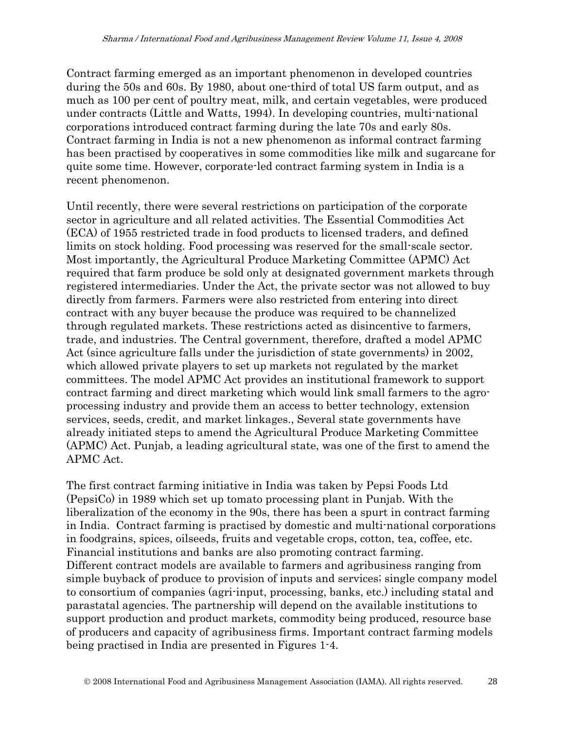Contract farming emerged as an important phenomenon in developed countries during the 50s and 60s. By 1980, about one-third of total US farm output, and as much as 100 per cent of poultry meat, milk, and certain vegetables, were produced under contracts (Little and Watts, 1994). In developing countries, multi-national corporations introduced contract farming during the late 70s and early 80s. Contract farming in India is not a new phenomenon as informal contract farming has been practised by cooperatives in some commodities like milk and sugarcane for quite some time. However, corporate-led contract farming system in India is a recent phenomenon.

Until recently, there were several restrictions on participation of the corporate sector in agriculture and all related activities. The Essential Commodities Act (ECA) of 1955 restricted trade in food products to licensed traders, and defined limits on stock holding. Food processing was reserved for the small-scale sector. Most importantly, the Agricultural Produce Marketing Committee (APMC) Act required that farm produce be sold only at designated government markets through registered intermediaries. Under the Act, the private sector was not allowed to buy directly from farmers. Farmers were also restricted from entering into direct contract with any buyer because the produce was required to be channelized through regulated markets. These restrictions acted as disincentive to farmers, trade, and industries. The Central government, therefore, drafted a model APMC Act (since agriculture falls under the jurisdiction of state governments) in 2002, which allowed private players to set up markets not regulated by the market committees. The model APMC Act provides an institutional framework to support contract farming and direct marketing which would link small farmers to the agro-processing industry and provide them an access to better technology, extension services, seeds, credit, and market linkages., Several state governments have already initiated steps to amend the Agricultural Produce Marketing Committee (APMC) Act. Punjab, a leading agricultural state, was one of the first to amend the APMC Act.

The first contract farming initiative in India was taken by Pepsi Foods Ltd (PepsiCo) in 1989 which set up tomato processing plant in Punjab. With the liberalization of the economy in the 90s, there has been a spurt in contract farming in India. Contract farming is practised by domestic and multi-national corporations in foodgrains, spices, oilseeds, fruits and vegetable crops, cotton, tea, coffee, etc. Financial institutions and banks are also promoting contract farming.
Different contract models are available to farmers and agribusiness ranging from simple buyback of produce to provision of inputs and services; single company model to consortium of companies (agri-input, processing, banks, etc.) including statal and parastatal agencies. The partnership will depend on the available institutions to support production and product markets, commodity being produced, resource base of producers and capacity of agribusiness firms. Important contract farming models being practised in India are presented in Figures 1-4.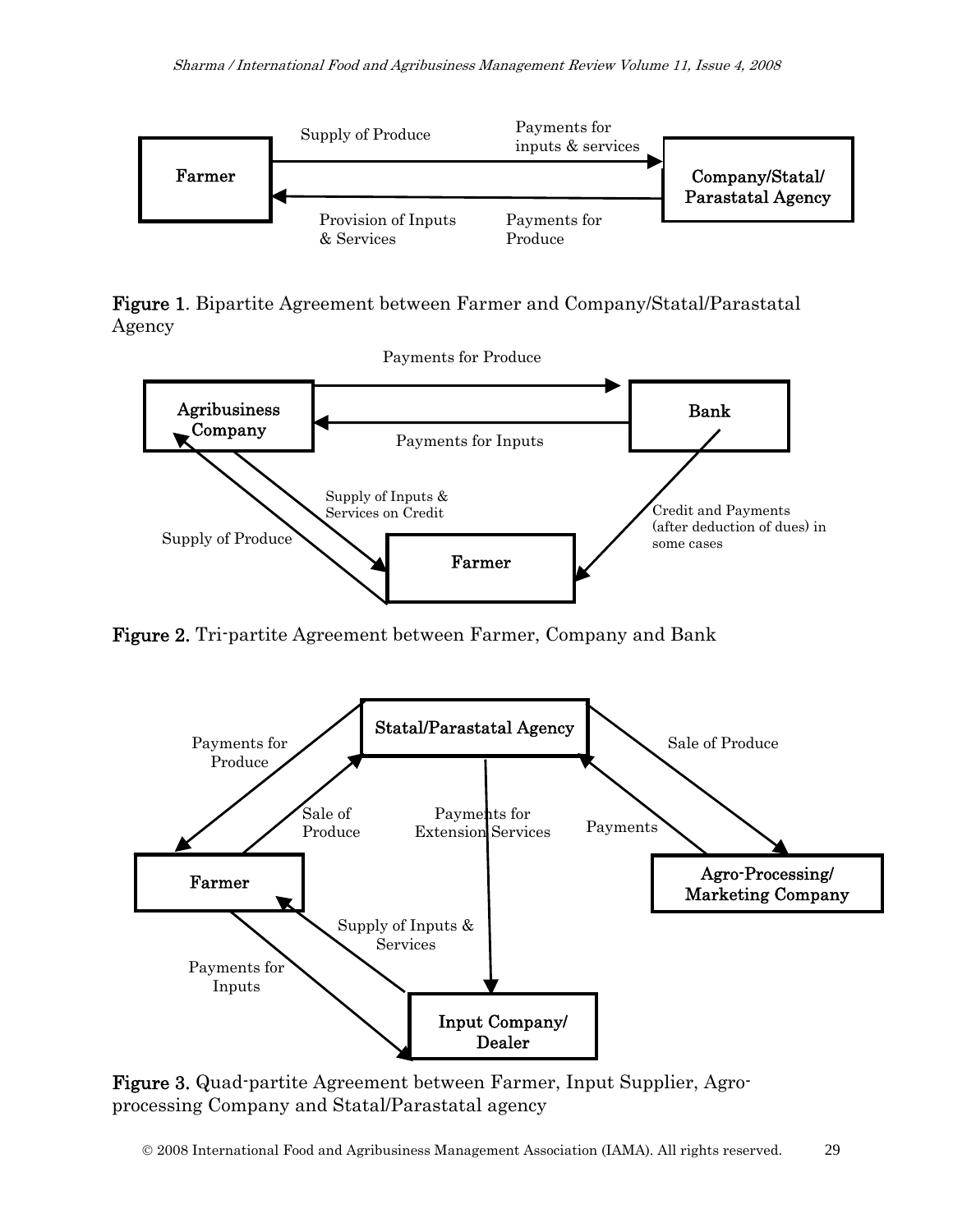Farmer

Supply of Produce

Payments for inputs & services

Company/Statal/ Parastatal Agency

Provision of Inputs & Services

Payments for Produce

**Figure 1**. Bipartite Agreement between Farmer and Company/Statal/Parastatal Agency

Payments for Produce

Agribusiness Company

Bank

Payments for Inputs

Supply of Inputs & Services on Credit

Credit and Payments (after deduction of dues) in some cases

Supply of Produce

Farmer

**Figure 2.** Tri-partite Agreement between Farmer, Company and Bank

Statal/Parastatal Agency

Payments for Produce

Sale of Produce

Sale of Produce

Payments for Extension Services

Payments

Farmer

Agro-Processing/ Marketing Company

Supply of Inputs & Services

Payments for Inputs

Input Company/ Dealer

**Figure 3.** Quad-partite Agreement between Farmer, Input Supplier, Agro-processing Company and Statal/Parastatal agency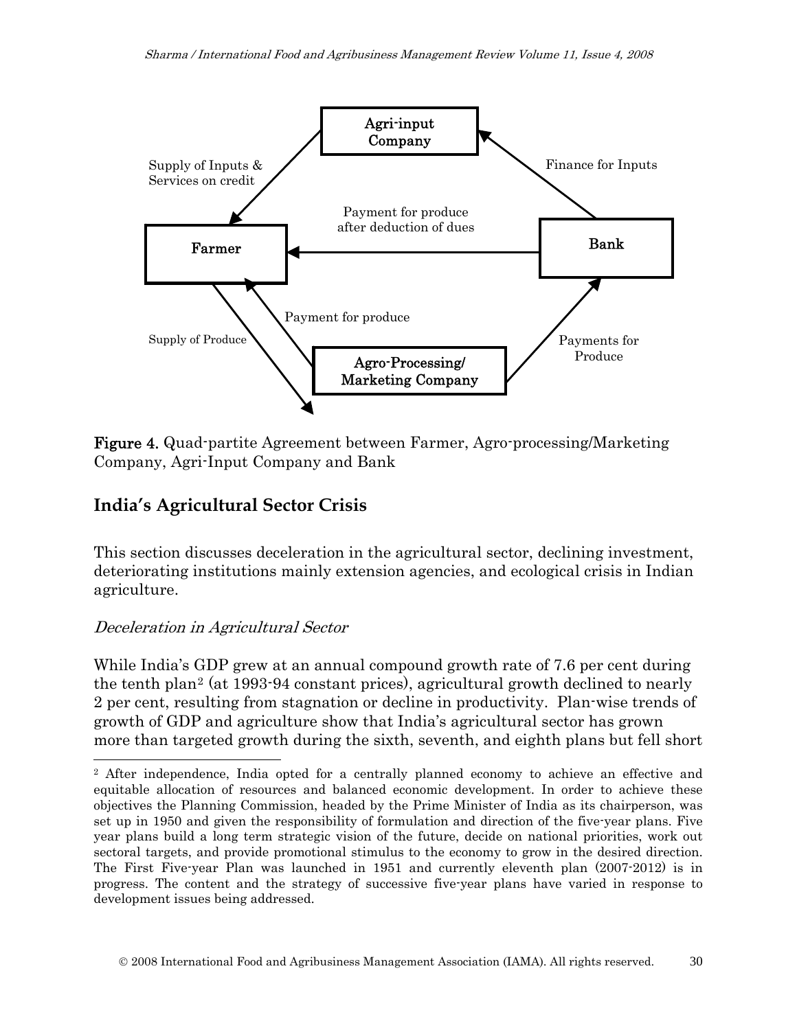**Figure 4.** Quad-partite Agreement between Farmer, Agro-processing/Marketing Company, Agri-Input Company and Bank

## India's Agricultural Sector Crisis

This section discusses deceleration in the agricultural sector, declining investment, deteriorating institutions mainly extension agencies, and ecological crisis in Indian agriculture.

### *Deceleration in Agricultural Sector*

While India's GDP grew at an annual compound growth rate of 7.6 per cent during the tenth plan[2] (at 1993-94 constant prices), agricultural growth declined to nearly 2 per cent, resulting from stagnation or decline in productivity. Plan-wise trends of growth of GDP and agriculture show that India's agricultural sector has grown more than targeted growth during the sixth, seventh, and eighth plans but fell short

[2] After independence, India opted for a centrally planned economy to achieve an effective and equitable allocation of resources and balanced economic development. In order to achieve these objectives the Planning Commission, headed by the Prime Minister of India as its chairperson, was set up in 1950 and given the responsibility of formulation and direction of the five-year plans. Five year plans build a long term strategic vision of the future, decide on national priorities, work out sectoral targets, and provide promotional stimulus to the economy to grow in the desired direction. The First Five-year Plan was launched in 1951 and currently eleventh plan (2007-2012) is in progress. The content and the strategy of successive five-year plans have varied in response to development issues being addressed.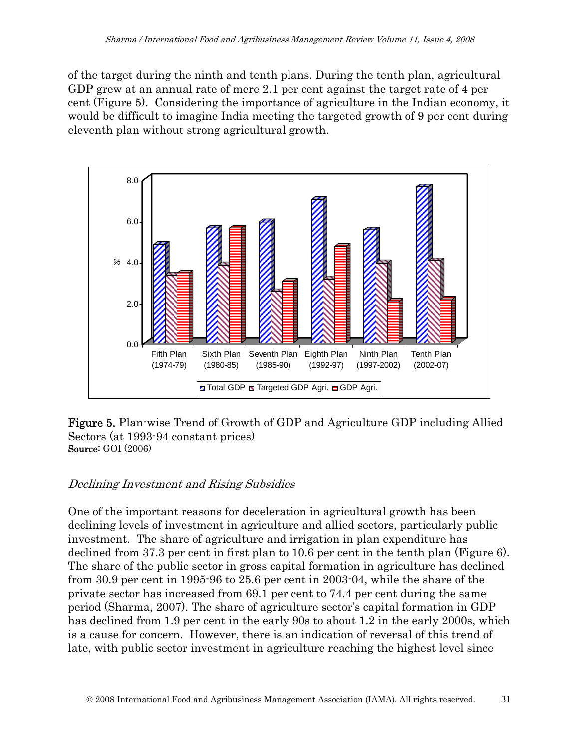of the target during the ninth and tenth plans. During the tenth plan, agricultural GDP grew at an annual rate of mere 2.1 per cent against the target rate of 4 per cent (Figure 5). Considering the importance of agriculture in the Indian economy, it would be difficult to imagine India meeting the targeted growth of 9 per cent during eleventh plan without strong agricultural growth.

**Figure 5.** Plan-wise Trend of Growth of GDP and Agriculture GDP including Allied Sectors (at 1993-94 constant prices)
**Source:** GOI (2006)

### *Declining Investment and Rising Subsidies*

One of the important reasons for deceleration in agricultural growth has been declining levels of investment in agriculture and allied sectors, particularly public investment. The share of agriculture and irrigation in plan expenditure has declined from 37.3 per cent in first plan to 10.6 per cent in the tenth plan (Figure 6). The share of the public sector in gross capital formation in agriculture has declined from 30.9 per cent in 1995-96 to 25.6 per cent in 2003-04, while the share of the private sector has increased from 69.1 per cent to 74.4 per cent during the same period (Sharma, 2007). The share of agriculture sector's capital formation in GDP has declined from 1.9 per cent in the early 90s to about 1.2 in the early 2000s, which is a cause for concern. However, there is an indication of reversal of this trend of late, with public sector investment in agriculture reaching the highest level since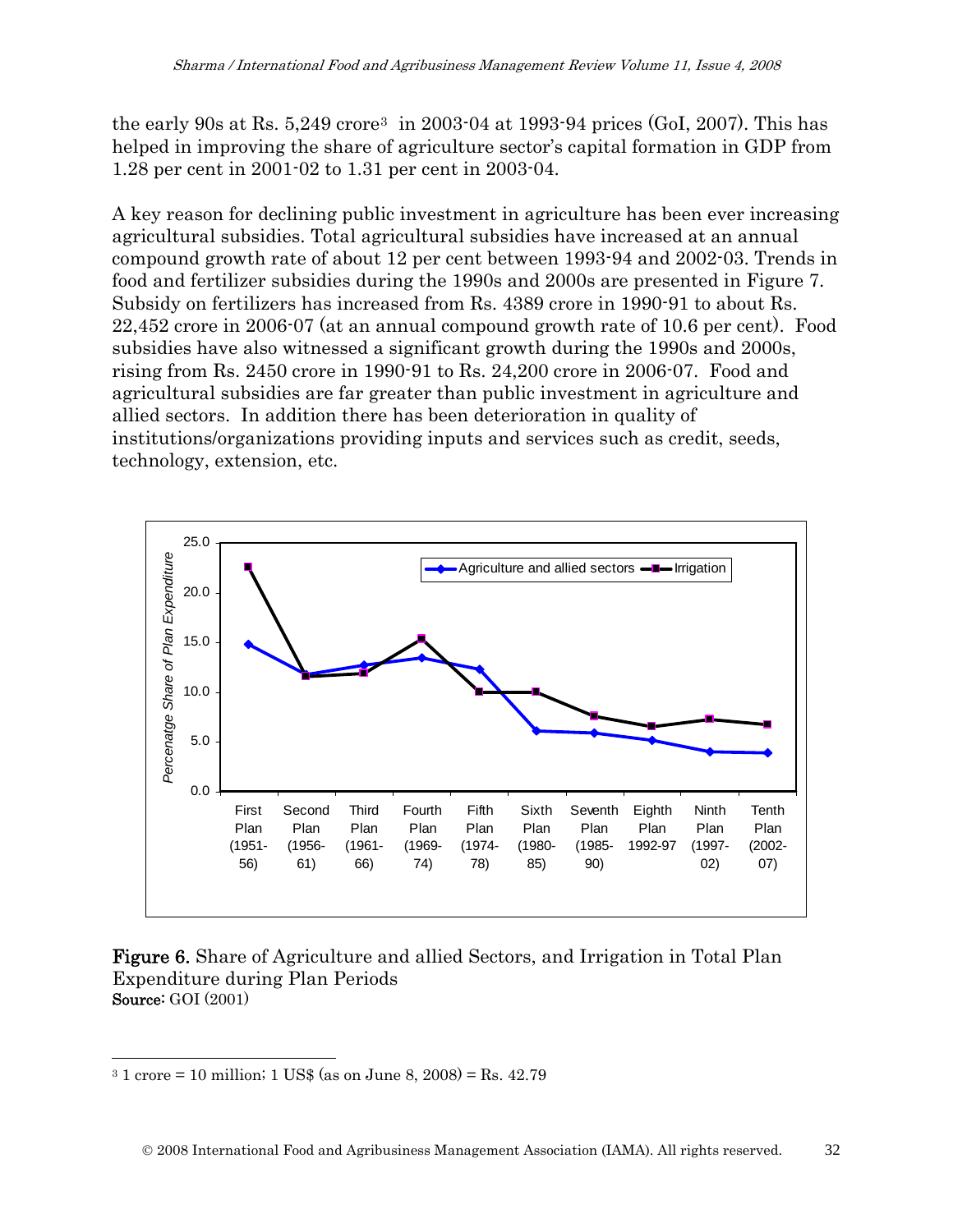the early 90s at Rs. 5,249 crore[3] in 2003-04 at 1993-94 prices (GoI, 2007). This has helped in improving the share of agriculture sector's capital formation in GDP from 1.28 per cent in 2001-02 to 1.31 per cent in 2003-04.

A key reason for declining public investment in agriculture has been ever increasing agricultural subsidies. Total agricultural subsidies have increased at an annual compound growth rate of about 12 per cent between 1993-94 and 2002-03. Trends in food and fertilizer subsidies during the 1990s and 2000s are presented in Figure 7. Subsidy on fertilizers has increased from Rs. 4389 crore in 1990-91 to about Rs. 22,452 crore in 2006-07 (at an annual compound growth rate of 10.6 per cent). Food subsidies have also witnessed a significant growth during the 1990s and 2000s, rising from Rs. 2450 crore in 1990-91 to Rs. 24,200 crore in 2006-07. Food and agricultural subsidies are far greater than public investment in agriculture and allied sectors. In addition there has been deterioration in quality of institutions/organizations providing inputs and services such as credit, seeds, technology, extension, etc.

**Figure 6.** Share of Agriculture and allied Sectors, and Irrigation in Total Plan Expenditure during Plan Periods
**Source:** GOI (2001)

---

[3] 1 crore = 10 million; 1 US$ (as on June 8, 2008) = Rs. 42.79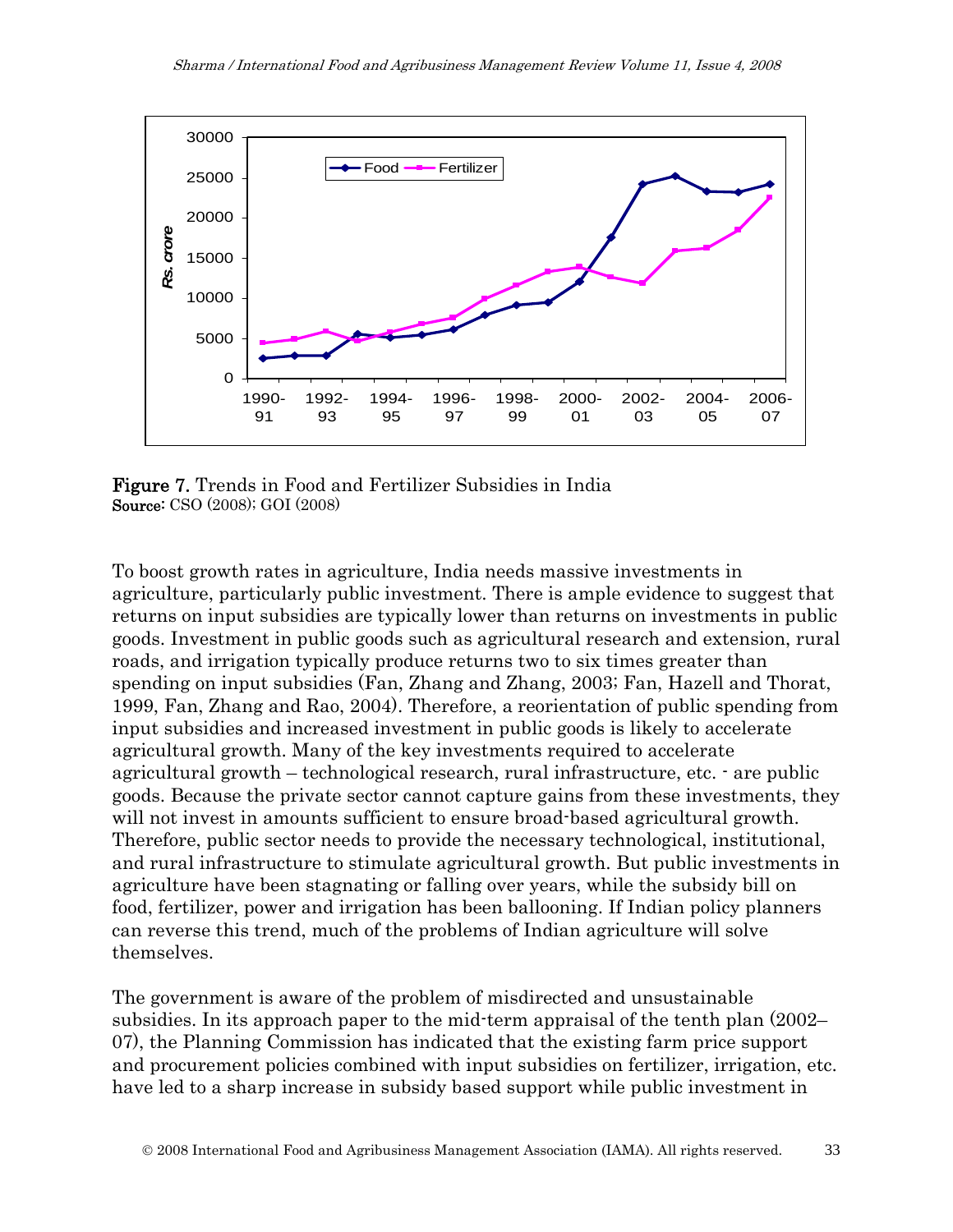Figure 7. Trends in Food and Fertilizer Subsidies in India
Source: CSO (2008); GOI (2008)

To boost growth rates in agriculture, India needs massive investments in agriculture, particularly public investment. There is ample evidence to suggest that returns on input subsidies are typically lower than returns on investments in public goods. Investment in public goods such as agricultural research and extension, rural roads, and irrigation typically produce returns two to six times greater than spending on input subsidies (Fan, Zhang and Zhang, 2003; Fan, Hazell and Thorat, 1999, Fan, Zhang and Rao, 2004). Therefore, a reorientation of public spending from input subsidies and increased investment in public goods is likely to accelerate agricultural growth. Many of the key investments required to accelerate agricultural growth – technological research, rural infrastructure, etc. - are public goods. Because the private sector cannot capture gains from these investments, they will not invest in amounts sufficient to ensure broad-based agricultural growth. Therefore, public sector needs to provide the necessary technological, institutional, and rural infrastructure to stimulate agricultural growth. But public investments in agriculture have been stagnating or falling over years, while the subsidy bill on food, fertilizer, power and irrigation has been ballooning. If Indian policy planners can reverse this trend, much of the problems of Indian agriculture will solve themselves.

The government is aware of the problem of misdirected and unsustainable subsidies. In its approach paper to the mid-term appraisal of the tenth plan (2002–07), the Planning Commission has indicated that the existing farm price support and procurement policies combined with input subsidies on fertilizer, irrigation, etc. have led to a sharp increase in subsidy based support while public investment in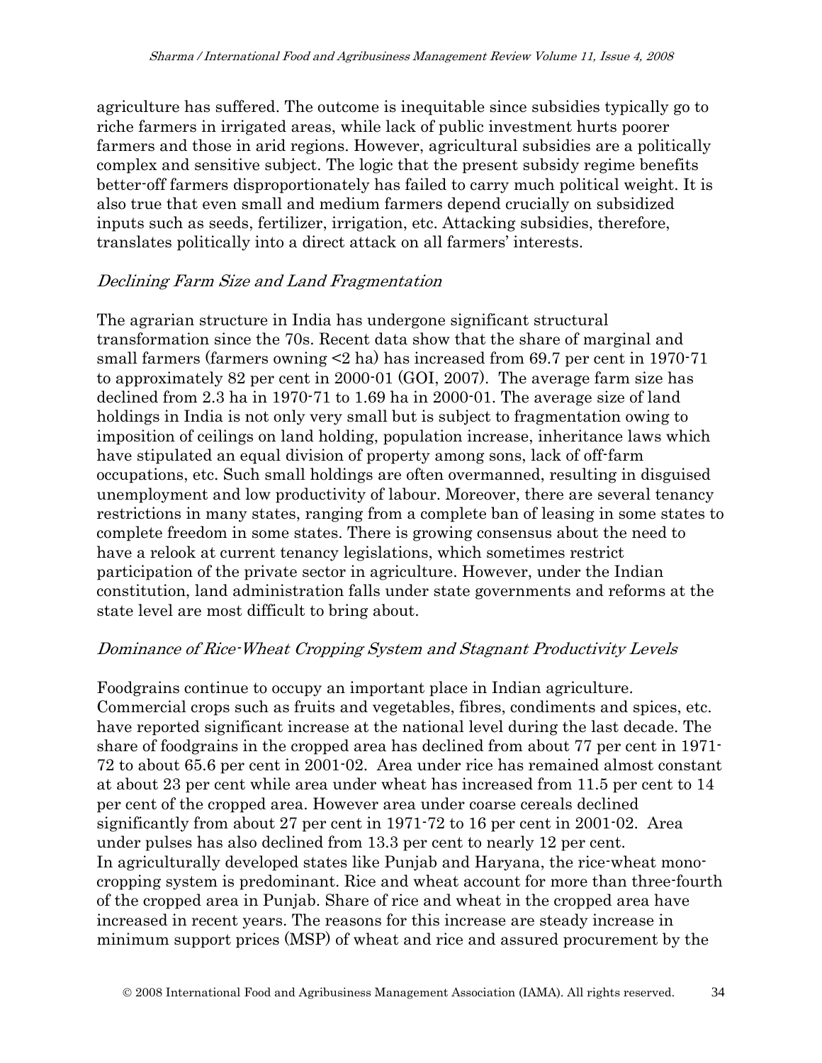agriculture has suffered. The outcome is inequitable since subsidies typically go to riche farmers in irrigated areas, while lack of public investment hurts poorer farmers and those in arid regions. However, agricultural subsidies are a politically complex and sensitive subject. The logic that the present subsidy regime benefits better-off farmers disproportionately has failed to carry much political weight. It is also true that even small and medium farmers depend crucially on subsidized inputs such as seeds, fertilizer, irrigation, etc. Attacking subsidies, therefore, translates politically into a direct attack on all farmers' interests.

### *Declining Farm Size and Land Fragmentation*

The agrarian structure in India has undergone significant structural transformation since the 70s. Recent data show that the share of marginal and small farmers (farmers owning <2 ha) has increased from 69.7 per cent in 1970-71 to approximately 82 per cent in 2000-01 (GOI, 2007). The average farm size has declined from 2.3 ha in 1970-71 to 1.69 ha in 2000-01. The average size of land holdings in India is not only very small but is subject to fragmentation owing to imposition of ceilings on land holding, population increase, inheritance laws which have stipulated an equal division of property among sons, lack of off-farm occupations, etc. Such small holdings are often overmanned, resulting in disguised unemployment and low productivity of labour. Moreover, there are several tenancy restrictions in many states, ranging from a complete ban of leasing in some states to complete freedom in some states. There is growing consensus about the need to have a relook at current tenancy legislations, which sometimes restrict participation of the private sector in agriculture. However, under the Indian constitution, land administration falls under state governments and reforms at the state level are most difficult to bring about.

### *Dominance of Rice-Wheat Cropping System and Stagnant Productivity Levels*

Foodgrains continue to occupy an important place in Indian agriculture. Commercial crops such as fruits and vegetables, fibres, condiments and spices, etc. have reported significant increase at the national level during the last decade. The share of foodgrains in the cropped area has declined from about 77 per cent in 1971-72 to about 65.6 per cent in 2001-02. Area under rice has remained almost constant at about 23 per cent while area under wheat has increased from 11.5 per cent to 14 per cent of the cropped area. However area under coarse cereals declined significantly from about 27 per cent in 1971-72 to 16 per cent in 2001-02. Area under pulses has also declined from 13.3 per cent to nearly 12 per cent.

In agriculturally developed states like Punjab and Haryana, the rice-wheat mono-cropping system is predominant. Rice and wheat account for more than three-fourth of the cropped area in Punjab. Share of rice and wheat in the cropped area have increased in recent years. The reasons for this increase are steady increase in minimum support prices (MSP) of wheat and rice and assured procurement by the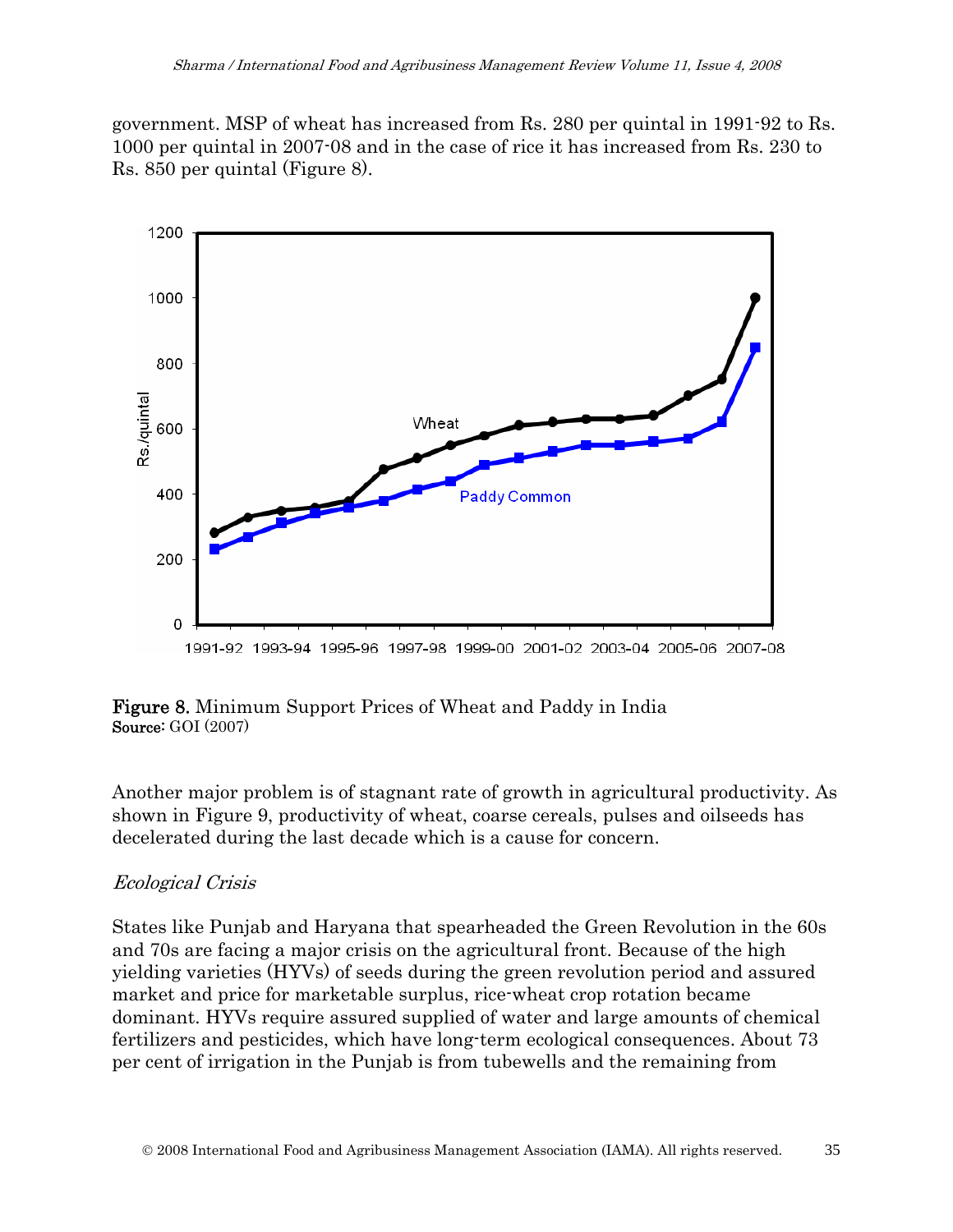government. MSP of wheat has increased from Rs. 280 per quintal in 1991-92 to Rs. 1000 per quintal in 2007-08 and in the case of rice it has increased from Rs. 230 to Rs. 850 per quintal (Figure 8).

**Figure 8.** Minimum Support Prices of Wheat and Paddy in India
**Source:** GOI (2007)

Another major problem is of stagnant rate of growth in agricultural productivity. As shown in Figure 9, productivity of wheat, coarse cereals, pulses and oilseeds has decelerated during the last decade which is a cause for concern.

*Ecological Crisis*

States like Punjab and Haryana that spearheaded the Green Revolution in the 60s and 70s are facing a major crisis on the agricultural front. Because of the high yielding varieties (HYVs) of seeds during the green revolution period and assured market and price for marketable surplus, rice-wheat crop rotation became dominant. HYVs require assured supplied of water and large amounts of chemical fertilizers and pesticides, which have long-term ecological consequences. About 73 per cent of irrigation in the Punjab is from tubewells and the remaining from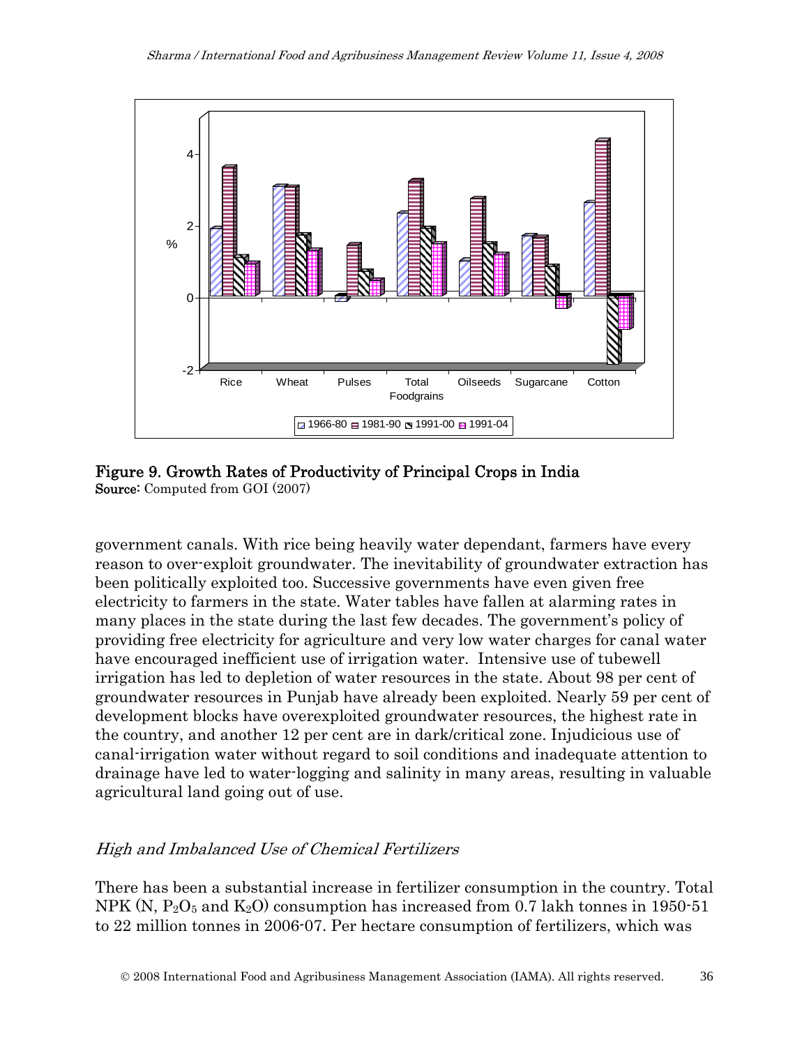Figure 9. Growth Rates of Productivity of Principal Crops in India
**Source:** Computed from GOI (2007)

government canals. With rice being heavily water dependant, farmers have every reason to over-exploit groundwater. The inevitability of groundwater extraction has been politically exploited too. Successive governments have even given free electricity to farmers in the state. Water tables have fallen at alarming rates in many places in the state during the last few decades. The government's policy of providing free electricity for agriculture and very low water charges for canal water have encouraged inefficient use of irrigation water. Intensive use of tubewell irrigation has led to depletion of water resources in the state. About 98 per cent of groundwater resources in Punjab have already been exploited. Nearly 59 per cent of development blocks have overexploited groundwater resources, the highest rate in the country, and another 12 per cent are in dark/critical zone. Injudicious use of canal-irrigation water without regard to soil conditions and inadequate attention to drainage have led to water-logging and salinity in many areas, resulting in valuable agricultural land going out of use.

### *High and Imbalanced Use of Chemical Fertilizers*

There has been a substantial increase in fertilizer consumption in the country. Total NPK (N, $P_2O_5$ and $K_2O$) consumption has increased from 0.7 lakh tonnes in 1950-51 to 22 million tonnes in 2006-07. Per hectare consumption of fertilizers, which was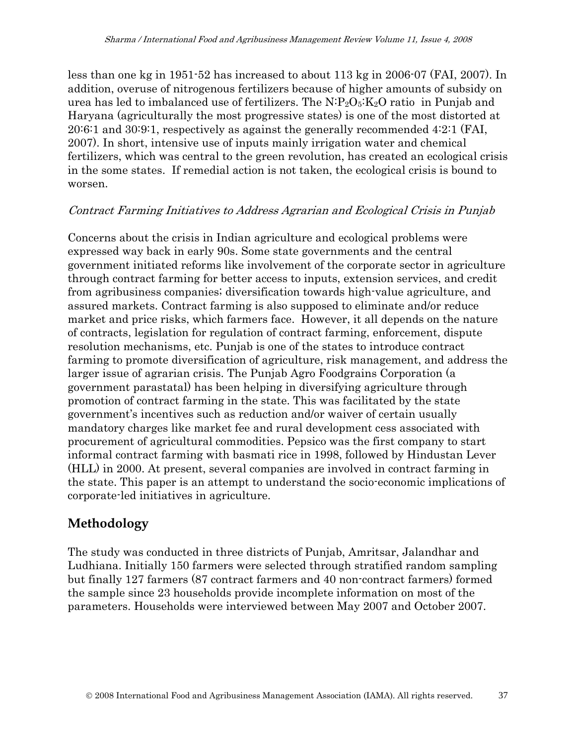less than one kg in 1951-52 has increased to about 113 kg in 2006-07 (FAI, 2007). In addition, overuse of nitrogenous fertilizers because of higher amounts of subsidy on urea has led to imbalanced use of fertilizers. The $N:P_2O_5:K_2O$ ratio in Punjab and Haryana (agriculturally the most progressive states) is one of the most distorted at 20:6:1 and 30:9:1, respectively as against the generally recommended 4:2:1 (FAI, 2007). In short, intensive use of inputs mainly irrigation water and chemical fertilizers, which was central to the green revolution, has created an ecological crisis in the some states. If remedial action is not taken, the ecological crisis is bound to worsen.

*Contract Farming Initiatives to Address Agrarian and Ecological Crisis in Punjab*

Concerns about the crisis in Indian agriculture and ecological problems were expressed way back in early 90s. Some state governments and the central government initiated reforms like involvement of the corporate sector in agriculture through contract farming for better access to inputs, extension services, and credit from agribusiness companies; diversification towards high-value agriculture, and assured markets. Contract farming is also supposed to eliminate and/or reduce market and price risks, which farmers face. However, it all depends on the nature of contracts, legislation for regulation of contract farming, enforcement, dispute resolution mechanisms, etc. Punjab is one of the states to introduce contract farming to promote diversification of agriculture, risk management, and address the larger issue of agrarian crisis. The Punjab Agro Foodgrains Corporation (a government parastatal) has been helping in diversifying agriculture through promotion of contract farming in the state. This was facilitated by the state government's incentives such as reduction and/or waiver of certain usually mandatory charges like market fee and rural development cess associated with procurement of agricultural commodities. Pepsico was the first company to start informal contract farming with basmati rice in 1998, followed by Hindustan Lever (HLL) in 2000. At present, several companies are involved in contract farming in the state. This paper is an attempt to understand the socio-economic implications of corporate-led initiatives in agriculture.

## Methodology

The study was conducted in three districts of Punjab, Amritsar, Jalandhar and Ludhiana. Initially 150 farmers were selected through stratified random sampling but finally 127 farmers (87 contract farmers and 40 non-contract farmers) formed the sample since 23 households provide incomplete information on most of the parameters. Households were interviewed between May 2007 and October 2007.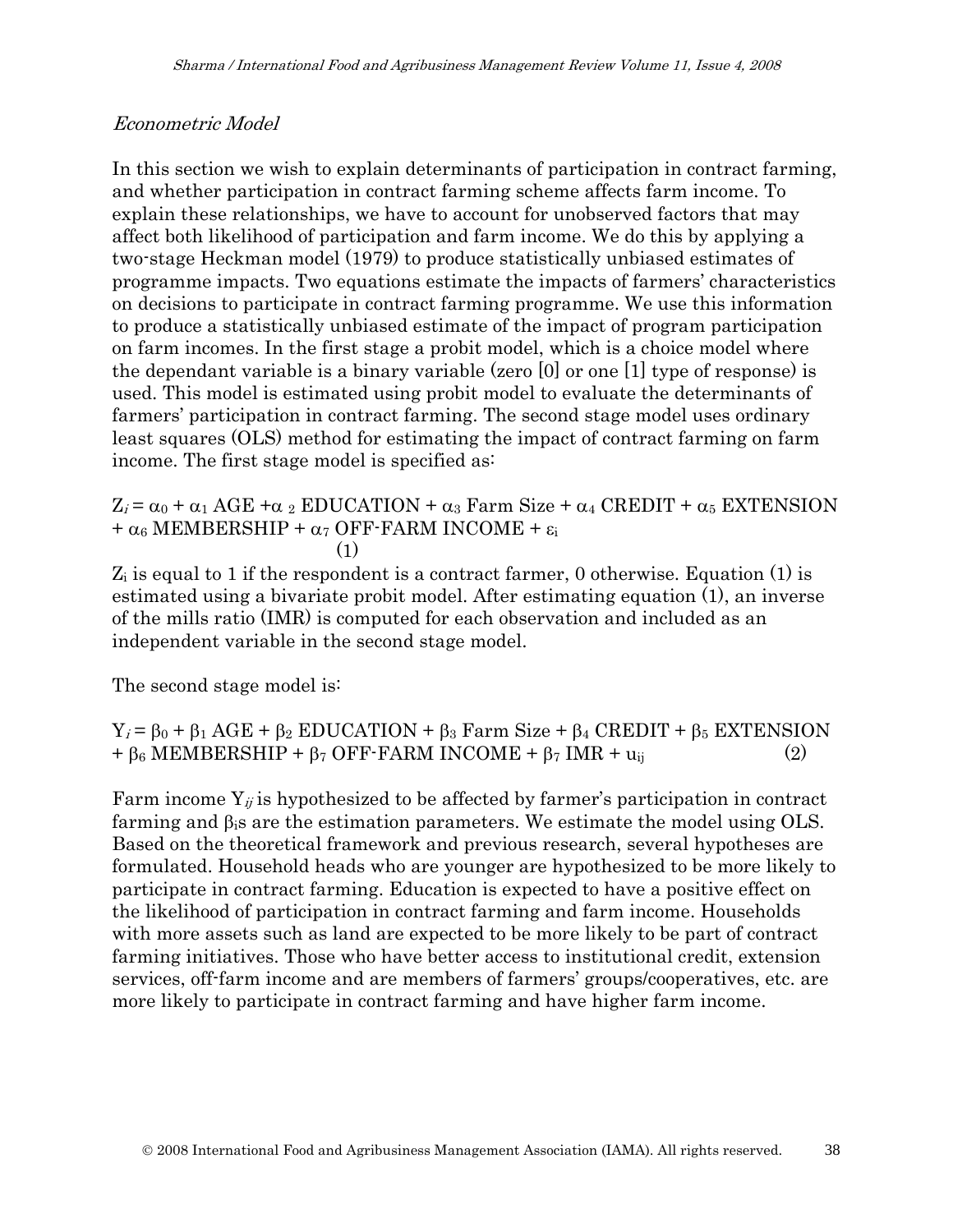*Econometric Model*

In this section we wish to explain determinants of participation in contract farming, and whether participation in contract farming scheme affects farm income. To explain these relationships, we have to account for unobserved factors that may affect both likelihood of participation and farm income. We do this by applying a two-stage Heckman model (1979) to produce statistically unbiased estimates of programme impacts. Two equations estimate the impacts of farmers' characteristics on decisions to participate in contract farming programme. We use this information to produce a statistically unbiased estimate of the impact of program participation on farm incomes. In the first stage a probit model, which is a choice model where the dependant variable is a binary variable (zero [0] or one [1] type of response) is used. This model is estimated using probit model to evaluate the determinants of farmers' participation in contract farming. The second stage model uses ordinary least squares (OLS) method for estimating the impact of contract farming on farm income. The first stage model is specified as:

$$Z_i = \alpha_0 + \alpha_1 \text{ AGE} + \alpha_2 \text{ EDUCATION} + \alpha_3 \text{ Farm Size} + \alpha_4 \text{ CREDIT} + \alpha_5 \text{ EXTENSION} + \alpha_6 \text{ MEMBERSHIP} + \alpha_7 \text{ OFF-FARM INCOME} + \varepsilon_i \quad (1)$$

$Z_i$ is equal to 1 if the respondent is a contract farmer, 0 otherwise. Equation (1) is estimated using a bivariate probit model. After estimating equation (1), an inverse of the mills ratio (IMR) is computed for each observation and included as an independent variable in the second stage model.

The second stage model is:

$$Y_i = \beta_0 + \beta_1 \text{ AGE} + \beta_2 \text{ EDUCATION} + \beta_3 \text{ Farm Size} + \beta_4 \text{ CREDIT} + \beta_5 \text{ EXTENSION} + \beta_6 \text{ MEMBERSHIP} + \beta_7 \text{ OFF-FARM INCOME} + \beta_7 \text{ IMR} + u_{ij} \quad (2)$$

Farm income $Y_{ij}$ is hypothesized to be affected by farmer's participation in contract farming and $\beta_i$s are the estimation parameters. We estimate the model using OLS. Based on the theoretical framework and previous research, several hypotheses are formulated. Household heads who are younger are hypothesized to be more likely to participate in contract farming. Education is expected to have a positive effect on the likelihood of participation in contract farming and farm income. Households with more assets such as land are expected to be more likely to be part of contract farming initiatives. Those who have better access to institutional credit, extension services, off-farm income and are members of farmers' groups/cooperatives, etc. are more likely to participate in contract farming and have higher farm income.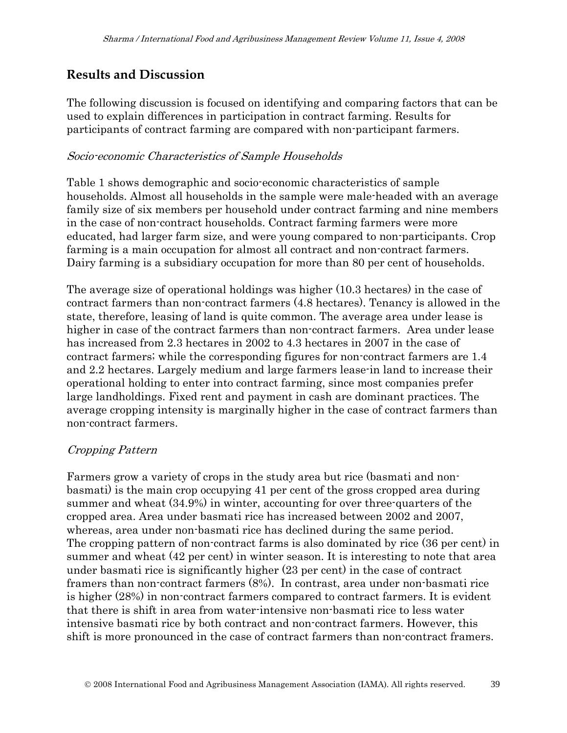## Results and Discussion

The following discussion is focused on identifying and comparing factors that can be used to explain differences in participation in contract farming. Results for participants of contract farming are compared with non-participant farmers.

### *Socio-economic Characteristics of Sample Households*

Table 1 shows demographic and socio-economic characteristics of sample households. Almost all households in the sample were male-headed with an average family size of six members per household under contract farming and nine members in the case of non-contract households. Contract farming farmers were more educated, had larger farm size, and were young compared to non-participants. Crop farming is a main occupation for almost all contract and non-contract farmers. Dairy farming is a subsidiary occupation for more than 80 per cent of households.

The average size of operational holdings was higher (10.3 hectares) in the case of contract farmers than non-contract farmers (4.8 hectares). Tenancy is allowed in the state, therefore, leasing of land is quite common. The average area under lease is higher in case of the contract farmers than non-contract farmers. Area under lease has increased from 2.3 hectares in 2002 to 4.3 hectares in 2007 in the case of contract farmers; while the corresponding figures for non-contract farmers are 1.4 and 2.2 hectares. Largely medium and large farmers lease-in land to increase their operational holding to enter into contract farming, since most companies prefer large landholdings. Fixed rent and payment in cash are dominant practices. The average cropping intensity is marginally higher in the case of contract farmers than non-contract farmers.

### *Cropping Pattern*

Farmers grow a variety of crops in the study area but rice (basmati and non-basmati) is the main crop occupying 41 per cent of the gross cropped area during summer and wheat (34.9%) in winter, accounting for over three-quarters of the cropped area. Area under basmati rice has increased between 2002 and 2007, whereas, area under non-basmati rice has declined during the same period. The cropping pattern of non-contract farms is also dominated by rice (36 per cent) in summer and wheat (42 per cent) in winter season. It is interesting to note that area under basmati rice is significantly higher (23 per cent) in the case of contract framers than non-contract farmers (8%). In contrast, area under non-basmati rice is higher (28%) in non-contract farmers compared to contract farmers. It is evident that there is shift in area from water-intensive non-basmati rice to less water intensive basmati rice by both contract and non-contract farmers. However, this shift is more pronounced in the case of contract farmers than non-contract framers.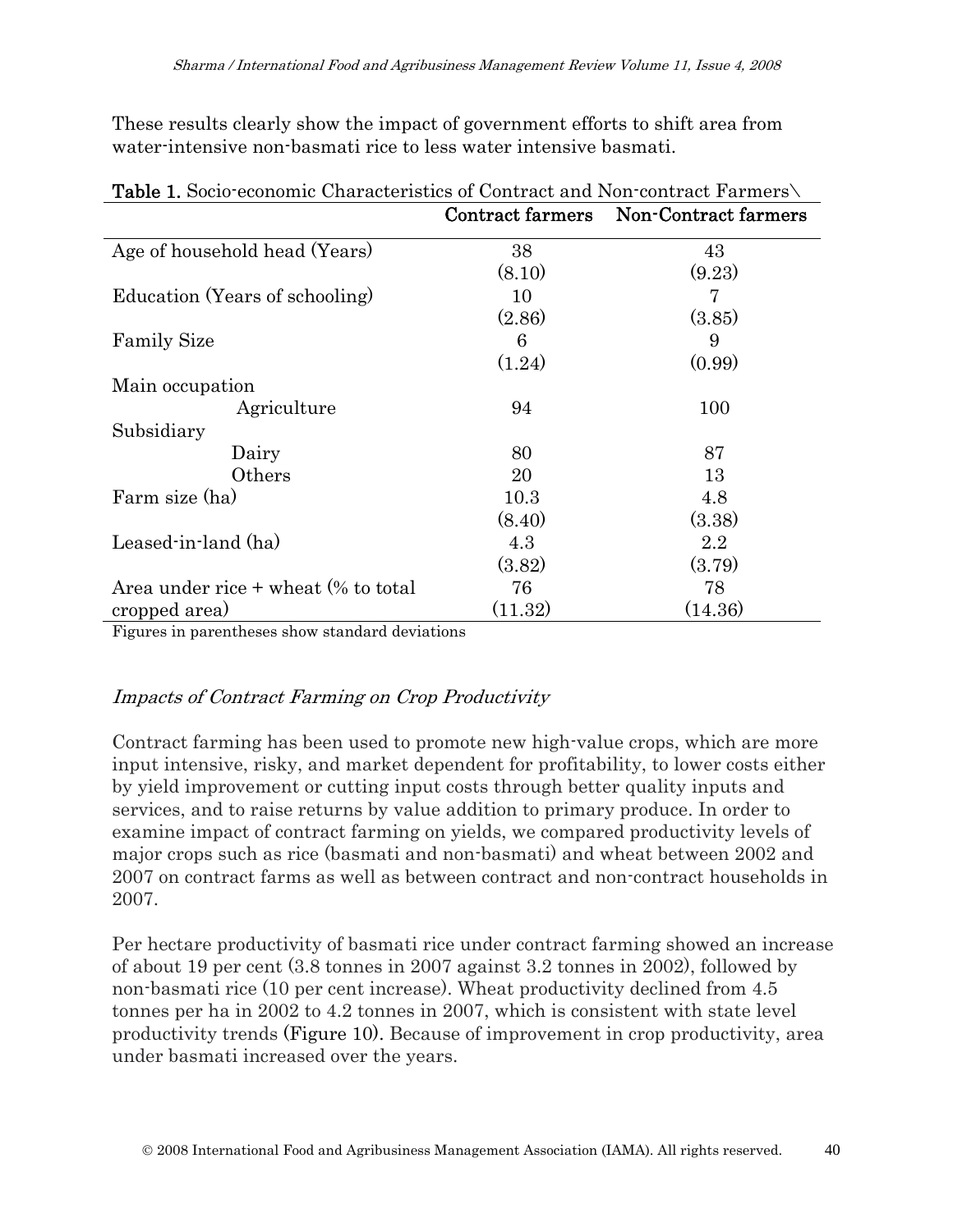These results clearly show the impact of government efforts to shift area from water-intensive non-basmati rice to less water intensive basmati.

**Table 1.** Socio-economic Characteristics of Contract and Non-contract Farmers\

| | Contract farmers | Non-Contract farmers |
|---|---|---|
| Age of household head (Years) | 38 | 43 |
| | (8.10) | (9.23) |
| Education (Years of schooling) | 10 | 7 |
| | (2.86) | (3.85) |
| Family Size | 6 | 9 |
| | (1.24) | (0.99) |
| Main occupation | | |
| Agriculture | 94 | 100 |
| Subsidiary | | |
| Dairy | 80 | 87 |
| Others | 20 | 13 |
| Farm size (ha) | 10.3 | 4.8 |
| | (8.40) | (3.38) |
| Leased-in-land (ha) | 4.3 | 2.2 |
| | (3.82) | (3.79) |
| Area under rice + wheat (% to total cropped area) | 76 | 78 |
| | (11.32) | (14.36) |

Figures in parentheses show standard deviations

### *Impacts of Contract Farming on Crop Productivity*

Contract farming has been used to promote new high-value crops, which are more input intensive, risky, and market dependent for profitability, to lower costs either by yield improvement or cutting input costs through better quality inputs and services, and to raise returns by value addition to primary produce. In order to examine impact of contract farming on yields, we compared productivity levels of major crops such as rice (basmati and non-basmati) and wheat between 2002 and 2007 on contract farms as well as between contract and non-contract households in 2007.

Per hectare productivity of basmati rice under contract farming showed an increase of about 19 per cent (3.8 tonnes in 2007 against 3.2 tonnes in 2002), followed by non-basmati rice (10 per cent increase). Wheat productivity declined from 4.5 tonnes per ha in 2002 to 4.2 tonnes in 2007, which is consistent with state level productivity trends (Figure 10). Because of improvement in crop productivity, area under basmati increased over the years.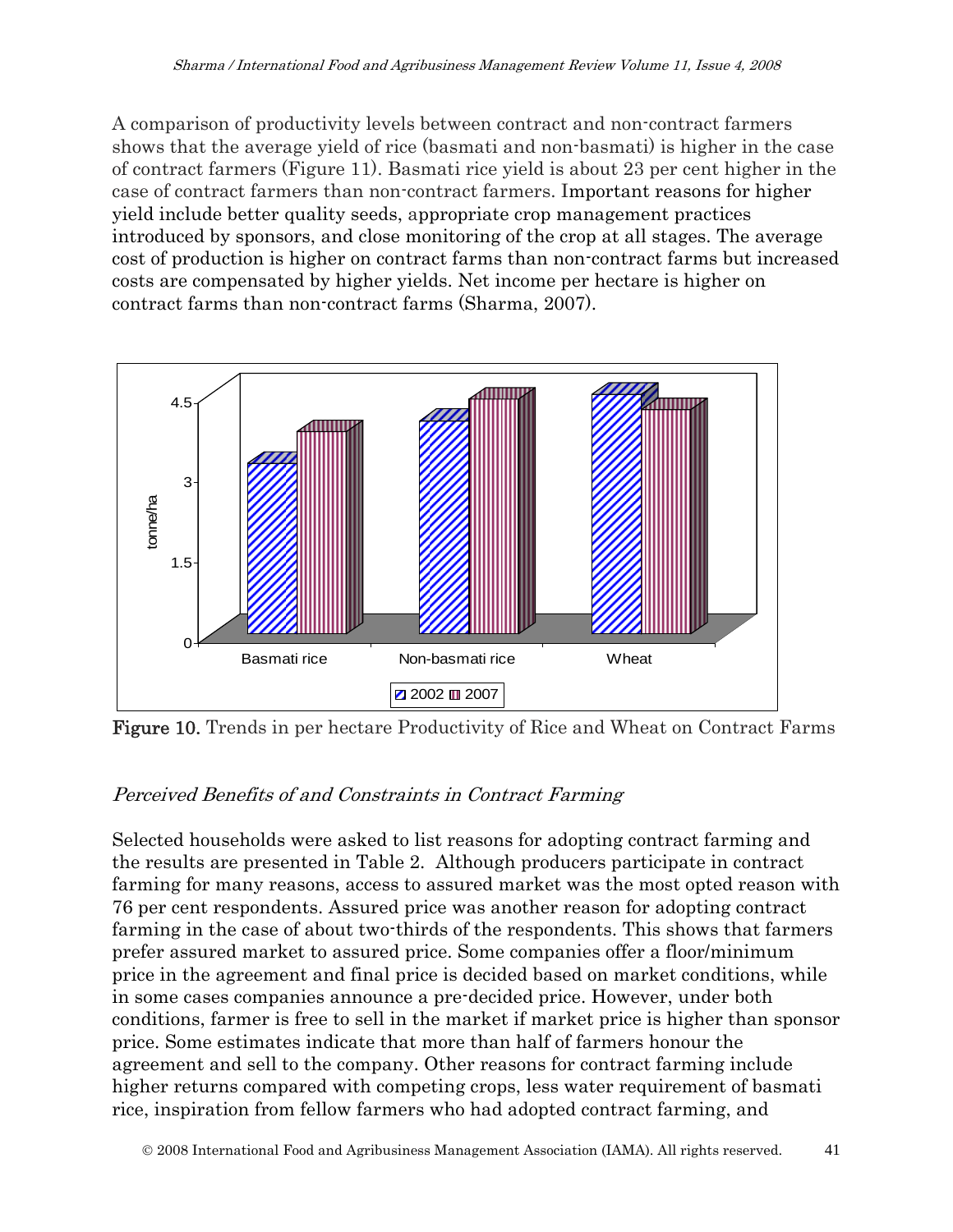A comparison of productivity levels between contract and non-contract farmers shows that the average yield of rice (basmati and non-basmati) is higher in the case of contract farmers (Figure 11). Basmati rice yield is about 23 per cent higher in the case of contract farmers than non-contract farmers. Important reasons for higher yield include better quality seeds, appropriate crop management practices introduced by sponsors, and close monitoring of the crop at all stages. The average cost of production is higher on contract farms than non-contract farms but increased costs are compensated by higher yields. Net income per hectare is higher on contract farms than non-contract farms (Sharma, 2007).

**Figure 10.** Trends in per hectare Productivity of Rice and Wheat on Contract Farms

## *Perceived Benefits of and Constraints in Contract Farming*

Selected households were asked to list reasons for adopting contract farming and the results are presented in Table 2. Although producers participate in contract farming for many reasons, access to assured market was the most opted reason with 76 per cent respondents. Assured price was another reason for adopting contract farming in the case of about two-thirds of the respondents. This shows that farmers prefer assured market to assured price. Some companies offer a floor/minimum price in the agreement and final price is decided based on market conditions, while in some cases companies announce a pre-decided price. However, under both conditions, farmer is free to sell in the market if market price is higher than sponsor price. Some estimates indicate that more than half of farmers honour the agreement and sell to the company. Other reasons for contract farming include higher returns compared with competing crops, less water requirement of basmati rice, inspiration from fellow farmers who had adopted contract farming, and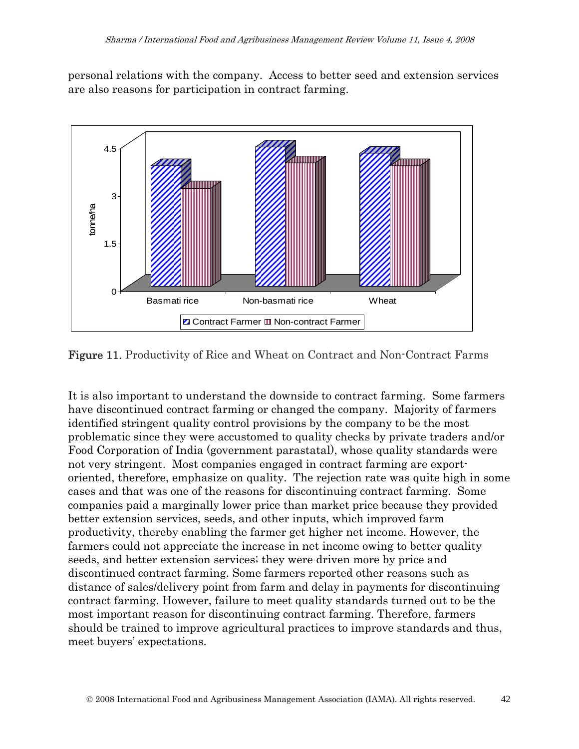personal relations with the company. Access to better seed and extension services are also reasons for participation in contract farming.

**Figure 11.** Productivity of Rice and Wheat on Contract and Non-Contract Farms

It is also important to understand the downside to contract farming. Some farmers have discontinued contract farming or changed the company. Majority of farmers identified stringent quality control provisions by the company to be the most problematic since they were accustomed to quality checks by private traders and/or Food Corporation of India (government parastatal), whose quality standards were not very stringent. Most companies engaged in contract farming are export-oriented, therefore, emphasize on quality. The rejection rate was quite high in some cases and that was one of the reasons for discontinuing contract farming. Some companies paid a marginally lower price than market price because they provided better extension services, seeds, and other inputs, which improved farm productivity, thereby enabling the farmer get higher net income. However, the farmers could not appreciate the increase in net income owing to better quality seeds, and better extension services; they were driven more by price and discontinued contract farming. Some farmers reported other reasons such as distance of sales/delivery point from farm and delay in payments for discontinuing contract farming. However, failure to meet quality standards turned out to be the most important reason for discontinuing contract farming. Therefore, farmers should be trained to improve agricultural practices to improve standards and thus, meet buyers' expectations.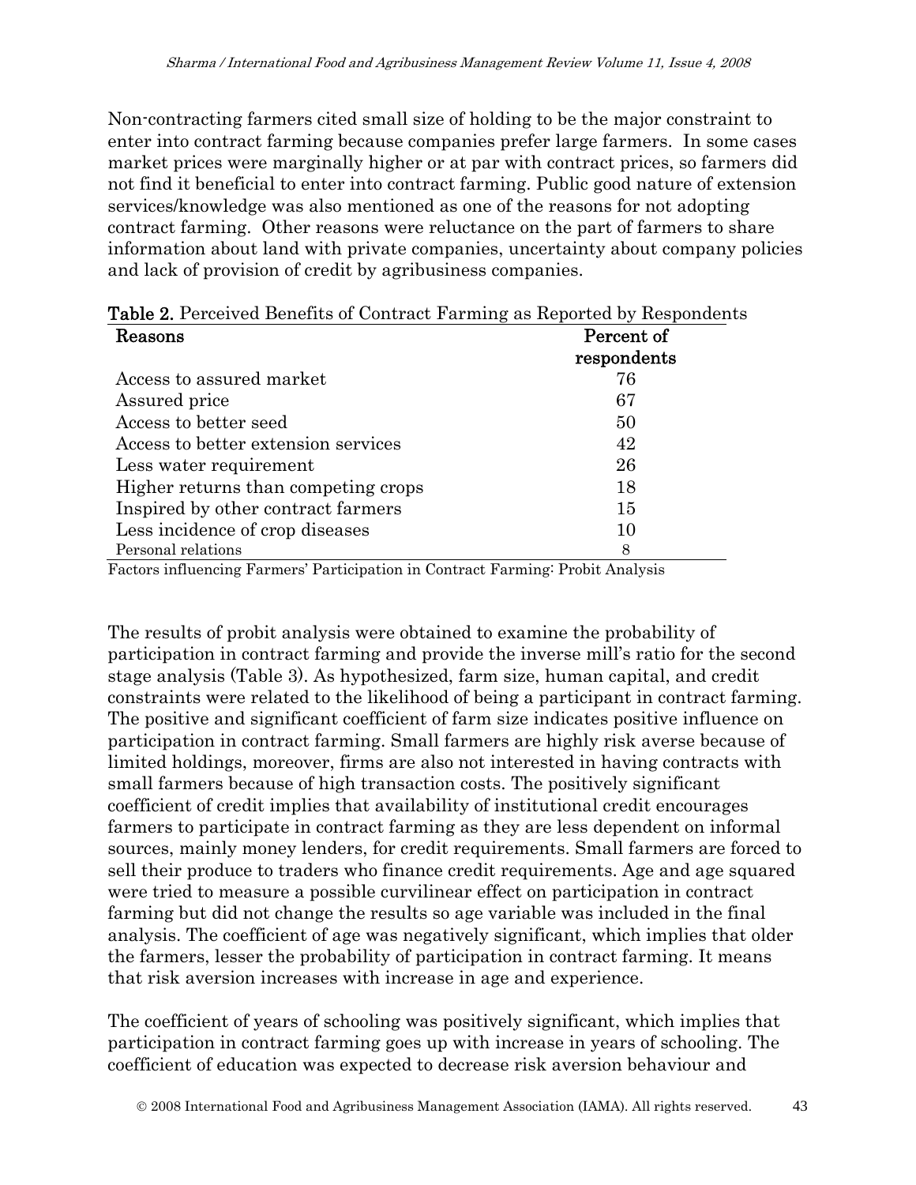Non-contracting farmers cited small size of holding to be the major constraint to enter into contract farming because companies prefer large farmers. In some cases market prices were marginally higher or at par with contract prices, so farmers did not find it beneficial to enter into contract farming. Public good nature of extension services/knowledge was also mentioned as one of the reasons for not adopting contract farming. Other reasons were reluctance on the part of farmers to share information about land with private companies, uncertainty about company policies and lack of provision of credit by agribusiness companies.

**Table 2.** Perceived Benefits of Contract Farming as Reported by Respondents

| Reasons | Percent of respondents |
|---|---|
| Access to assured market | 76 |
| Assured price | 67 |
| Access to better seed | 50 |
| Access to better extension services | 42 |
| Less water requirement | 26 |
| Higher returns than competing crops | 18 |
| Inspired by other contract farmers | 15 |
| Less incidence of crop diseases | 10 |
| Personal relations | 8 |

Factors influencing Farmers' Participation in Contract Farming: Probit Analysis

The results of probit analysis were obtained to examine the probability of participation in contract farming and provide the inverse mill's ratio for the second stage analysis (Table 3). As hypothesized, farm size, human capital, and credit constraints were related to the likelihood of being a participant in contract farming. The positive and significant coefficient of farm size indicates positive influence on participation in contract farming. Small farmers are highly risk averse because of limited holdings, moreover, firms are also not interested in having contracts with small farmers because of high transaction costs. The positively significant coefficient of credit implies that availability of institutional credit encourages farmers to participate in contract farming as they are less dependent on informal sources, mainly money lenders, for credit requirements. Small farmers are forced to sell their produce to traders who finance credit requirements. Age and age squared were tried to measure a possible curvilinear effect on participation in contract farming but did not change the results so age variable was included in the final analysis. The coefficient of age was negatively significant, which implies that older the farmers, lesser the probability of participation in contract farming. It means that risk aversion increases with increase in age and experience.

The coefficient of years of schooling was positively significant, which implies that participation in contract farming goes up with increase in years of schooling. The coefficient of education was expected to decrease risk aversion behaviour and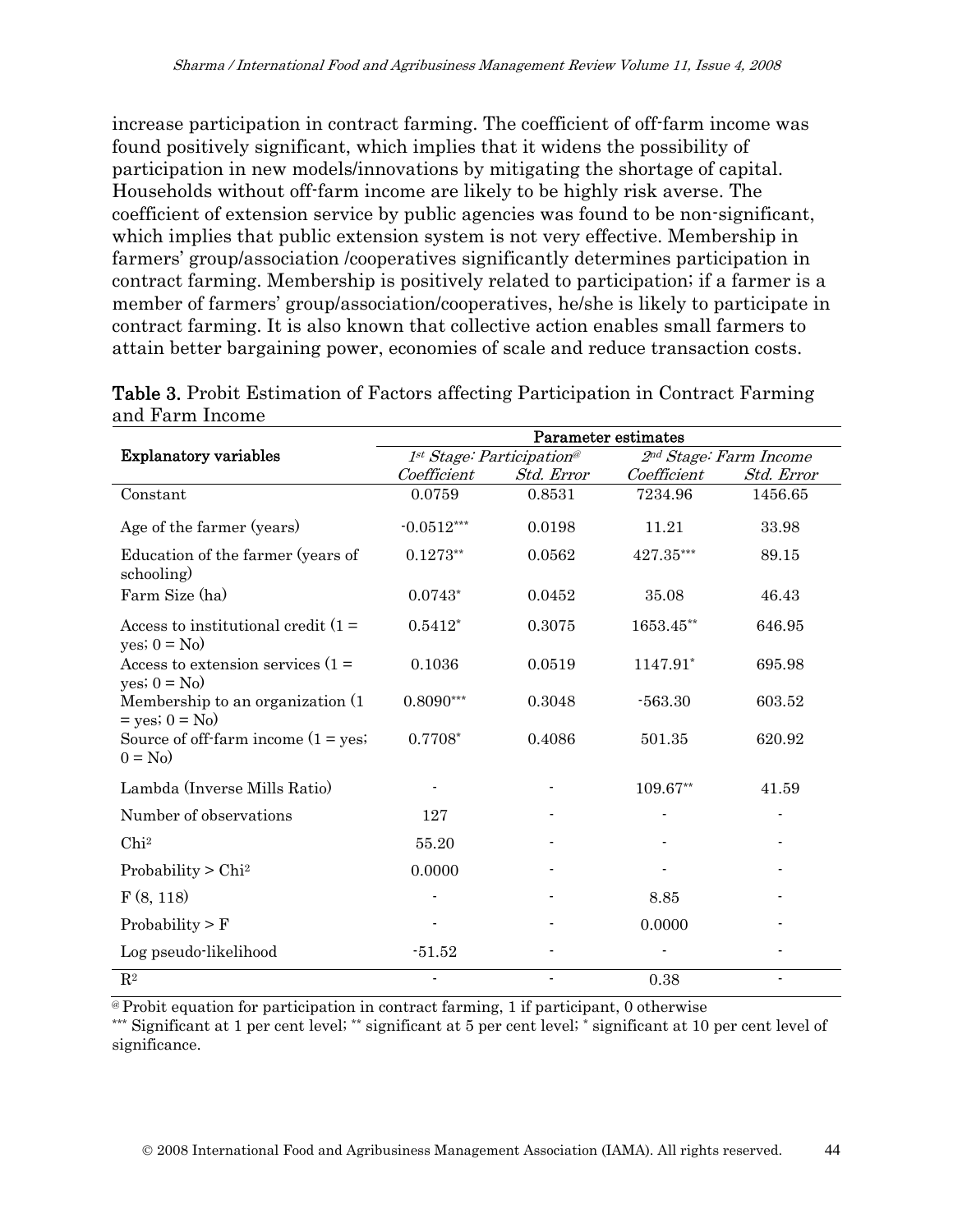increase participation in contract farming. The coefficient of off-farm income was found positively significant, which implies that it widens the possibility of participation in new models/innovations by mitigating the shortage of capital. Households without off-farm income are likely to be highly risk averse. The coefficient of extension service by public agencies was found to be non-significant, which implies that public extension system is not very effective. Membership in farmers' group/association /cooperatives significantly determines participation in contract farming. Membership is positively related to participation; if a farmer is a member of farmers' group/association/cooperatives, he/she is likely to participate in contract farming. It is also known that collective action enables small farmers to attain better bargaining power, economies of scale and reduce transaction costs.

**Table 3.** Probit Estimation of Factors affecting Participation in Contract Farming and Farm Income

| Explanatory variables | Parameter estimates | | | |
|---|---|---|---|---|
| | *1st Stage: Participation*[@] | | *2nd Stage: Farm Income* | |
| | *Coefficient* | *Std. Error* | *Coefficient* | *Std. Error* |
| Constant | 0.0759 | 0.8531 | 7234.96 | 1456.65 |
| Age of the farmer (years) | -0.0512*** | 0.0198 | 11.21 | 33.98 |
| Education of the farmer (years of schooling) | 0.1273** | 0.0562 | 427.35*** | 89.15 |
| Farm Size (ha) | 0.0743* | 0.0452 | 35.08 | 46.43 |
| Access to institutional credit (1 = yes; 0 = No) | 0.5412* | 0.3075 | 1653.45** | 646.95 |
| Access to extension services (1 = yes; 0 = No) | 0.1036 | 0.0519 | 1147.91* | 695.98 |
| Membership to an organization (1 = yes; 0 = No) | 0.8090*** | 0.3048 | -563.30 | 603.52 |
| Source of off-farm income (1 = yes; 0 = No) | 0.7708* | 0.4086 | 501.35 | 620.92 |
| Lambda (Inverse Mills Ratio) | - | - | 109.67** | 41.59 |
| Number of observations | 127 | - | - | - |
| $Chi^2$ | 55.20 | - | - | - |
| Probability > $Chi^2$ | 0.0000 | - | - | - |
| $F(8, 118)$ | - | - | 8.85 | - |
| Probability > F | - | - | 0.0000 | - |
| Log pseudo-likelihood | -51.52 | - | - | - |
| $R^2$ | - | - | 0.38 | - |

[@] Probit equation for participation in contract farming, 1 if participant, 0 otherwise

*** Significant at 1 per cent level; ** significant at 5 per cent level; * significant at 10 per cent level of significance.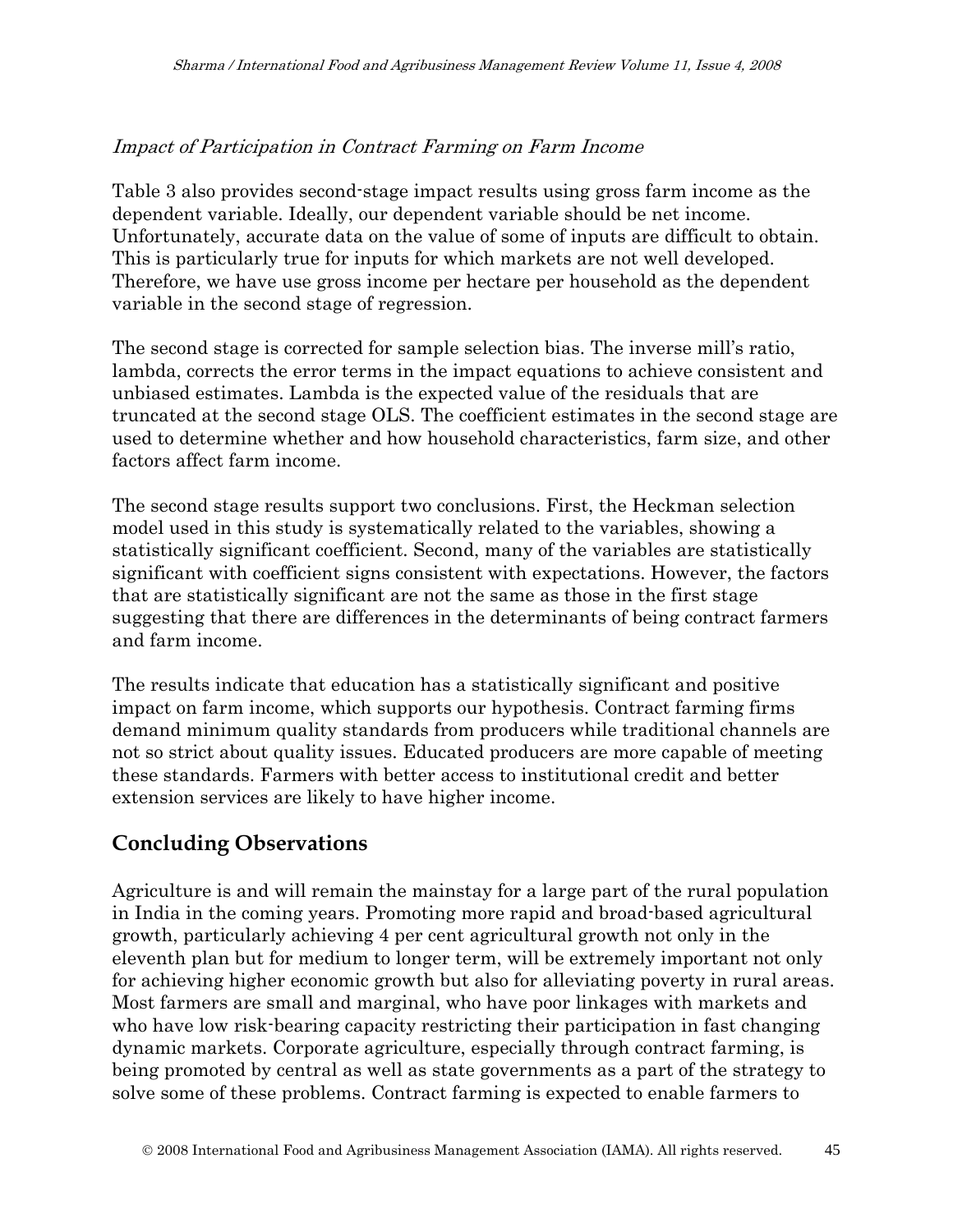*Impact of Participation in Contract Farming on Farm Income*

Table 3 also provides second-stage impact results using gross farm income as the dependent variable. Ideally, our dependent variable should be net income. Unfortunately, accurate data on the value of some of inputs are difficult to obtain. This is particularly true for inputs for which markets are not well developed. Therefore, we have use gross income per hectare per household as the dependent variable in the second stage of regression.

The second stage is corrected for sample selection bias. The inverse mill's ratio, lambda, corrects the error terms in the impact equations to achieve consistent and unbiased estimates. Lambda is the expected value of the residuals that are truncated at the second stage OLS. The coefficient estimates in the second stage are used to determine whether and how household characteristics, farm size, and other factors affect farm income.

The second stage results support two conclusions. First, the Heckman selection model used in this study is systematically related to the variables, showing a statistically significant coefficient. Second, many of the variables are statistically significant with coefficient signs consistent with expectations. However, the factors that are statistically significant are not the same as those in the first stage suggesting that there are differences in the determinants of being contract farmers and farm income.

The results indicate that education has a statistically significant and positive impact on farm income, which supports our hypothesis. Contract farming firms demand minimum quality standards from producers while traditional channels are not so strict about quality issues. Educated producers are more capable of meeting these standards. Farmers with better access to institutional credit and better extension services are likely to have higher income.

## Concluding Observations

Agriculture is and will remain the mainstay for a large part of the rural population in India in the coming years. Promoting more rapid and broad-based agricultural growth, particularly achieving 4 per cent agricultural growth not only in the eleventh plan but for medium to longer term, will be extremely important not only for achieving higher economic growth but also for alleviating poverty in rural areas. Most farmers are small and marginal, who have poor linkages with markets and who have low risk-bearing capacity restricting their participation in fast changing dynamic markets. Corporate agriculture, especially through contract farming, is being promoted by central as well as state governments as a part of the strategy to solve some of these problems. Contract farming is expected to enable farmers to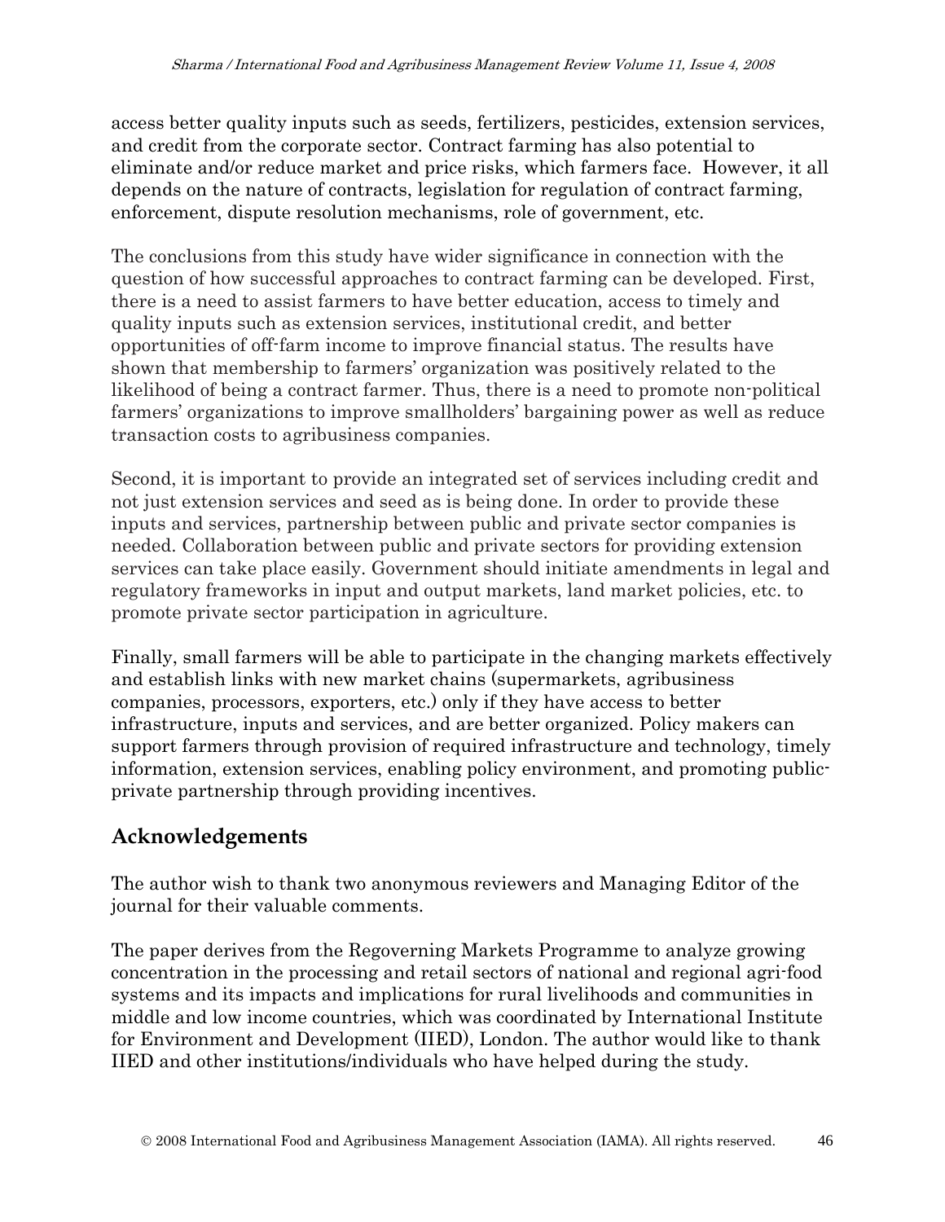access better quality inputs such as seeds, fertilizers, pesticides, extension services, and credit from the corporate sector. Contract farming has also potential to eliminate and/or reduce market and price risks, which farmers face. However, it all depends on the nature of contracts, legislation for regulation of contract farming, enforcement, dispute resolution mechanisms, role of government, etc.

The conclusions from this study have wider significance in connection with the question of how successful approaches to contract farming can be developed. First, there is a need to assist farmers to have better education, access to timely and quality inputs such as extension services, institutional credit, and better opportunities of off-farm income to improve financial status. The results have shown that membership to farmers' organization was positively related to the likelihood of being a contract farmer. Thus, there is a need to promote non-political farmers' organizations to improve smallholders' bargaining power as well as reduce transaction costs to agribusiness companies.

Second, it is important to provide an integrated set of services including credit and not just extension services and seed as is being done. In order to provide these inputs and services, partnership between public and private sector companies is needed. Collaboration between public and private sectors for providing extension services can take place easily. Government should initiate amendments in legal and regulatory frameworks in input and output markets, land market policies, etc. to promote private sector participation in agriculture.

Finally, small farmers will be able to participate in the changing markets effectively and establish links with new market chains (supermarkets, agribusiness companies, processors, exporters, etc.) only if they have access to better infrastructure, inputs and services, and are better organized. Policy makers can support farmers through provision of required infrastructure and technology, timely information, extension services, enabling policy environment, and promoting public-private partnership through providing incentives.

## Acknowledgements

The author wish to thank two anonymous reviewers and Managing Editor of the journal for their valuable comments.

The paper derives from the Regoverning Markets Programme to analyze growing concentration in the processing and retail sectors of national and regional agri-food systems and its impacts and implications for rural livelihoods and communities in middle and low income countries, which was coordinated by International Institute for Environment and Development (IIED), London. The author would like to thank IIED and other institutions/individuals who have helped during the study.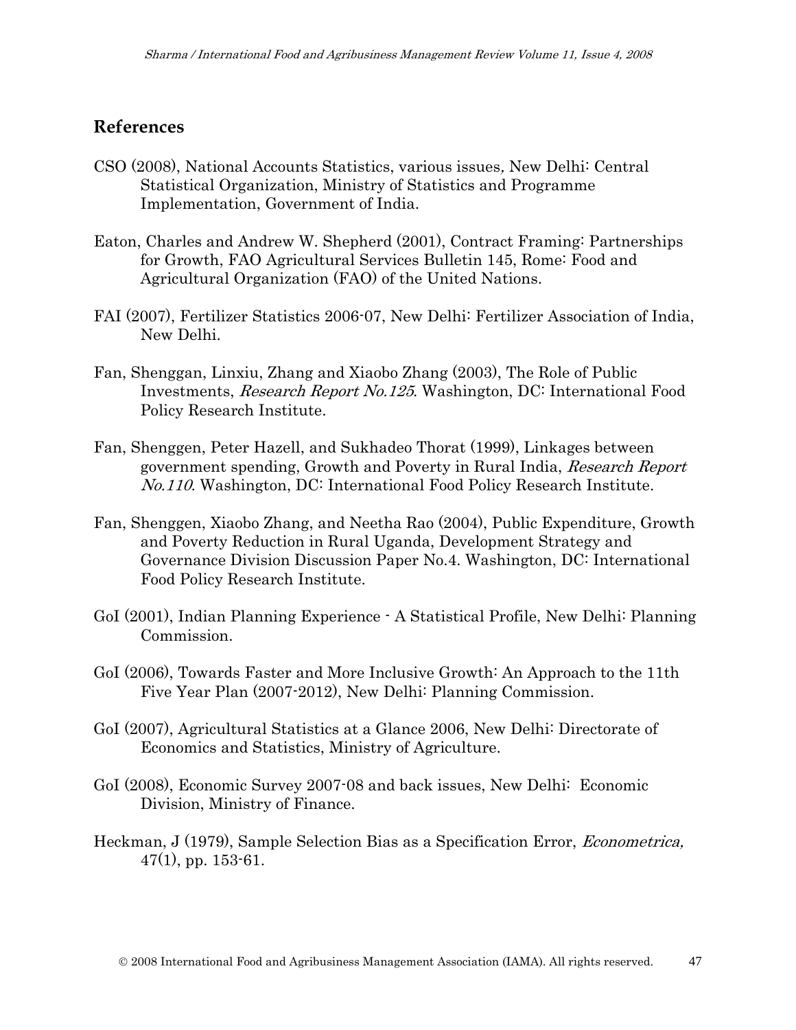## References

CSO (2008), National Accounts Statistics, various issues, New Delhi: Central Statistical Organization, Ministry of Statistics and Programme Implementation, Government of India.

Eaton, Charles and Andrew W. Shepherd (2001), Contract Framing: Partnerships for Growth, FAO Agricultural Services Bulletin 145, Rome: Food and Agricultural Organization (FAO) of the United Nations.

FAI (2007), Fertilizer Statistics 2006-07, New Delhi: Fertilizer Association of India, New Delhi.

Fan, Shenggan, Linxiu, Zhang and Xiaobo Zhang (2003), The Role of Public Investments, *Research Report No.125*. Washington, DC: International Food Policy Research Institute.

Fan, Shenggen, Peter Hazell, and Sukhadeo Thorat (1999), Linkages between government spending, Growth and Poverty in Rural India, *Research Report No.110*. Washington, DC: International Food Policy Research Institute.

Fan, Shenggen, Xiaobo Zhang, and Neetha Rao (2004), Public Expenditure, Growth and Poverty Reduction in Rural Uganda, Development Strategy and Governance Division Discussion Paper No.4. Washington, DC: International Food Policy Research Institute.

GoI (2001), Indian Planning Experience - A Statistical Profile, New Delhi: Planning Commission.

GoI (2006), Towards Faster and More Inclusive Growth: An Approach to the 11th Five Year Plan (2007-2012), New Delhi: Planning Commission.

GoI (2007), Agricultural Statistics at a Glance 2006, New Delhi: Directorate of Economics and Statistics, Ministry of Agriculture.

GoI (2008), Economic Survey 2007-08 and back issues, New Delhi: Economic Division, Ministry of Finance.

Heckman, J (1979), Sample Selection Bias as a Specification Error, *Econometrica,* 47(1), pp. 153-61.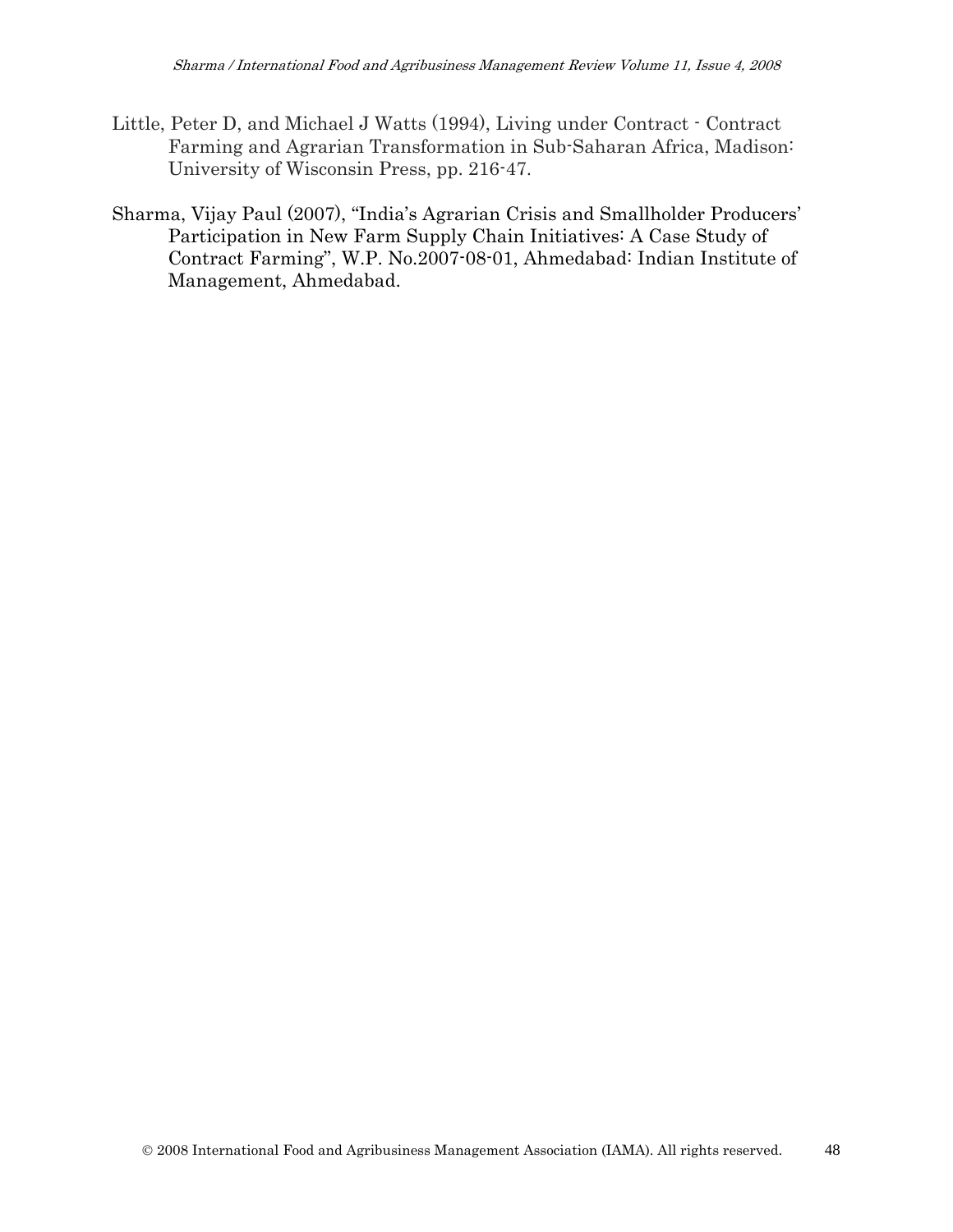Little, Peter D, and Michael J Watts (1994), Living under Contract - Contract Farming and Agrarian Transformation in Sub-Saharan Africa, Madison: University of Wisconsin Press, pp. 216-47.

Sharma, Vijay Paul (2007), "India's Agrarian Crisis and Smallholder Producers' Participation in New Farm Supply Chain Initiatives: A Case Study of Contract Farming", W.P. No.2007-08-01, Ahmedabad: Indian Institute of Management, Ahmedabad.